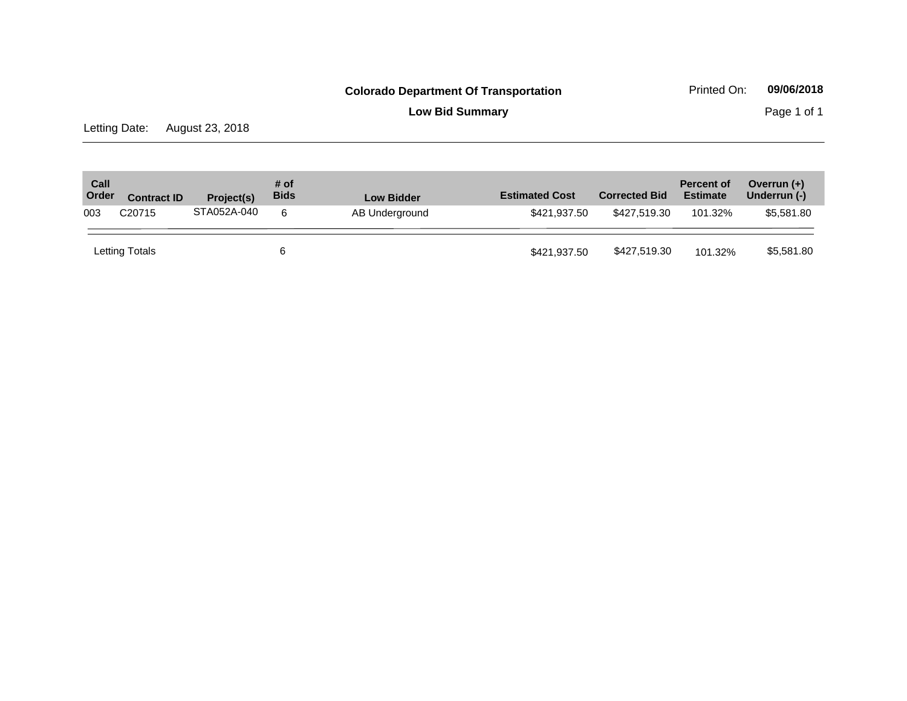**Colorado Department Of Transportation**

**Low Bid Summary**

Printed On: **09/06/2018**

Letting Date: August 23, 2018

| Call Order | Contract ID | Project(s) | # of Bids | Low Bidder | Estimated Cost | Corrected Bid | Percent of Estimate | Overrun (+) Underrun (-) |
|---|---|---|---|---|---|---|---|---|
| 003 | C20715 | STA052A-040 | 6 | AB Underground | $421,937.50 | $427,519.30 | 101.32% | $5,581.80 |
| Letting Totals | | | 6 | | $421,937.50 | $427,519.30 | 101.32% | $5,581.80 |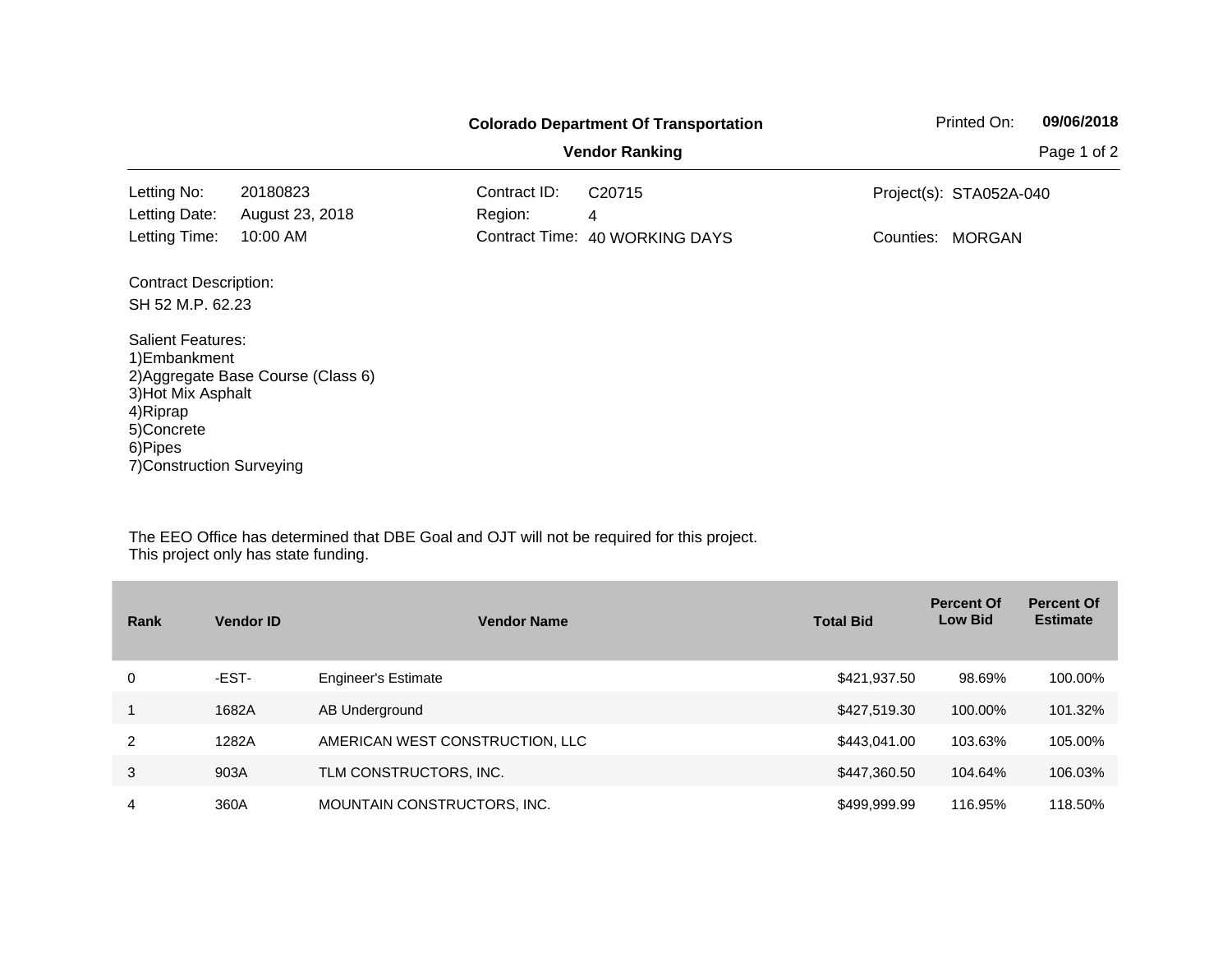# Colorado Department Of Transportation

## Vendor Ranking

Printed On: **09/06/2018**

| | | | | | |
|---|---|---|---|---|---|
| Letting No: | 20180823 | Contract ID: | C20715 | Project(s): | STA052A-040 |
| Letting Date: | August 23, 2018 | Region: | 4 | | |
| Letting Time: | 10:00 AM | Contract Time: | 40 WORKING DAYS | Counties: | MORGAN |

Contract Description:

SH 52 M.P. 62.23

Salient Features:
1)Embankment
2)Aggregate Base Course (Class 6)
3)Hot Mix Asphalt
4)Riprap
5)Concrete
6)Pipes
7)Construction Surveying

The EEO Office has determined that DBE Goal and OJT will not be required for this project.
This project only has state funding.

| Rank | Vendor ID | Vendor Name | Total Bid | Percent Of Low Bid | Percent Of Estimate |
|---|---|---|---|---|---|
| 0 | -EST- | Engineer's Estimate | $421,937.50 | 98.69% | 100.00% |
| 1 | 1682A | AB Underground | $427,519.30 | 100.00% | 101.32% |
| 2 | 1282A | AMERICAN WEST CONSTRUCTION, LLC | $443,041.00 | 103.63% | 105.00% |
| 3 | 903A | TLM CONSTRUCTORS, INC. | $447,360.50 | 104.64% | 106.03% |
| 4 | 360A | MOUNTAIN CONSTRUCTORS, INC. | $499,999.99 | 116.95% | 118.50% |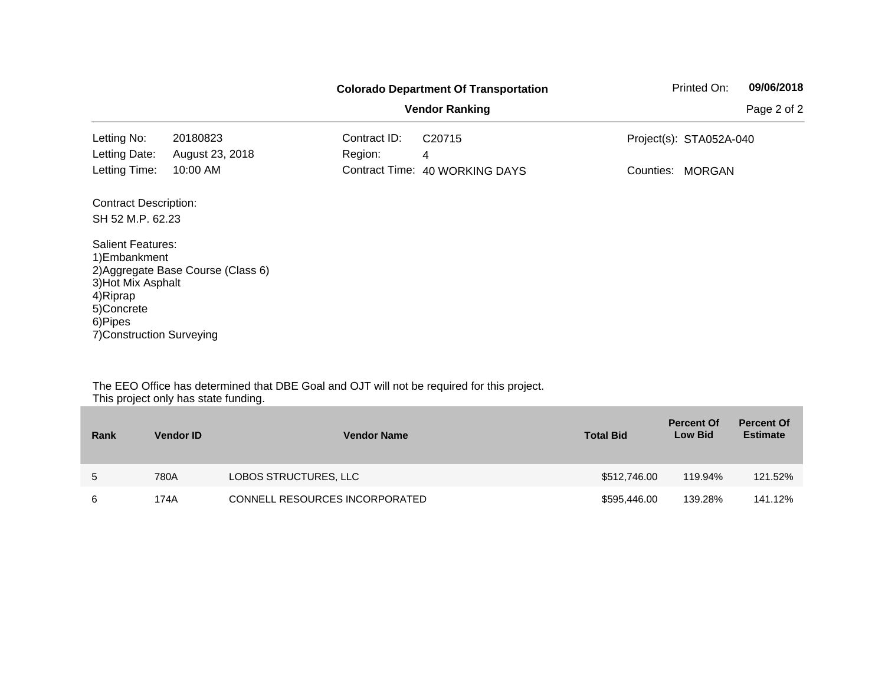**Colorado Department Of Transportation**

**Vendor Ranking**

Printed On: **09/06/2018**

| | | | | | |
|---|---|---|---|---|---|
| Letting No: | 20180823 | Contract ID: | C20715 | Project(s): | STA052A-040 |
| Letting Date: | August 23, 2018 | Region: | 4 | | |
| Letting Time: | 10:00 AM | Contract Time: | 40 WORKING DAYS | Counties: | MORGAN |

Contract Description:

SH 52 M.P. 62.23

Salient Features:
1)Embankment
2)Aggregate Base Course (Class 6)
3)Hot Mix Asphalt
4)Riprap
5)Concrete
6)Pipes
7)Construction Surveying

The EEO Office has determined that DBE Goal and OJT will not be required for this project.
This project only has state funding.

| Rank | Vendor ID | Vendor Name | Total Bid | Percent Of Low Bid | Percent Of Estimate |
|---|---|---|---|---|---|
| 5 | 780A | LOBOS STRUCTURES, LLC | $512,746.00 | 119.94% | 121.52% |
| 6 | 174A | CONNELL RESOURCES INCORPORATED | $595,446.00 | 139.28% | 141.12% |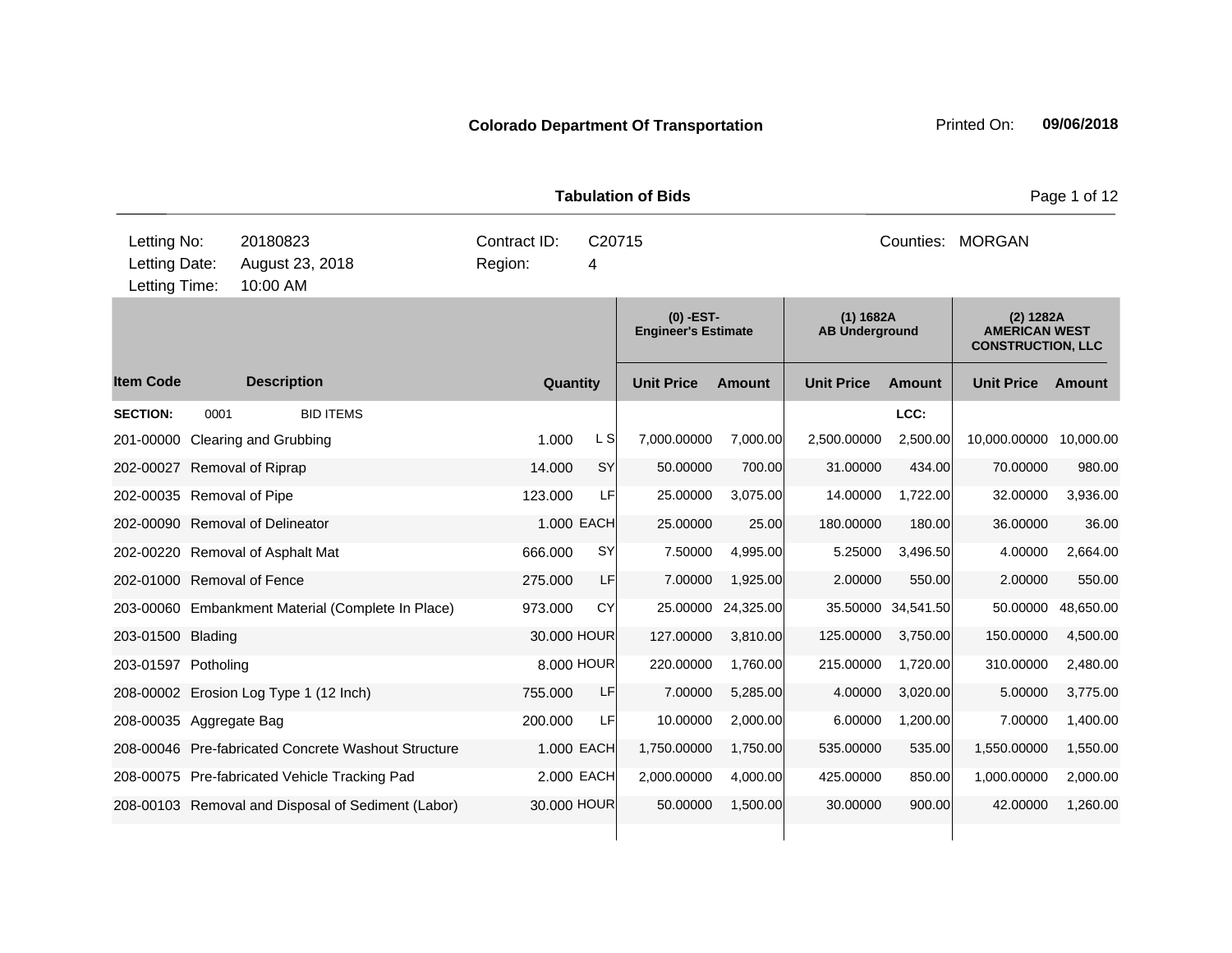**Colorado Department Of Transportation** Printed On: **09/06/2018**

**Tabulation of Bids**

| Letting No: | 20180823 | Contract ID: | C20715 | Counties: | MORGAN |
|---|---|---|---|---|---|
| Letting Date: | August 23, 2018 | Region: | 4 | | |
| Letting Time: | 10:00 AM | | | | |

| Item Code | Description | Quantity | | (0) -EST- Engineer's Estimate | | (1) 1682A AB Underground | | (2) 1282A AMERICAN WEST CONSTRUCTION, LLC | |
|---|---|---|---|---|---|---|---|---|---|
| | | | | Unit Price | Amount | Unit Price | Amount | Unit Price | Amount |
| **SECTION:** | 0001 BID ITEMS | | | | | | LCC: | | |
| 201-00000 | Clearing and Grubbing | 1.000 | L S | 7,000.00000 | 7,000.00 | 2,500.00000 | 2,500.00 | 10,000.00000 | 10,000.00 |
| 202-00027 | Removal of Riprap | 14.000 | SY | 50.00000 | 700.00 | 31.00000 | 434.00 | 70.00000 | 980.00 |
| 202-00035 | Removal of Pipe | 123.000 | LF | 25.00000 | 3,075.00 | 14.00000 | 1,722.00 | 32.00000 | 3,936.00 |
| 202-00090 | Removal of Delineator | 1.000 | EACH | 25.00000 | 25.00 | 180.00000 | 180.00 | 36.00000 | 36.00 |
| 202-00220 | Removal of Asphalt Mat | 666.000 | SY | 7.50000 | 4,995.00 | 5.25000 | 3,496.50 | 4.00000 | 2,664.00 |
| 202-01000 | Removal of Fence | 275.000 | LF | 7.00000 | 1,925.00 | 2.00000 | 550.00 | 2.00000 | 550.00 |
| 203-00060 | Embankment Material (Complete In Place) | 973.000 | CY | 25.00000 | 24,325.00 | 35.50000 | 34,541.50 | 50.00000 | 48,650.00 |
| 203-01500 | Blading | 30.000 | HOUR | 127.00000 | 3,810.00 | 125.00000 | 3,750.00 | 150.00000 | 4,500.00 |
| 203-01597 | Potholing | 8.000 | HOUR | 220.00000 | 1,760.00 | 215.00000 | 1,720.00 | 310.00000 | 2,480.00 |
| 208-00002 | Erosion Log Type 1 (12 Inch) | 755.000 | LF | 7.00000 | 5,285.00 | 4.00000 | 3,020.00 | 5.00000 | 3,775.00 |
| 208-00035 | Aggregate Bag | 200.000 | LF | 10.00000 | 2,000.00 | 6.00000 | 1,200.00 | 7.00000 | 1,400.00 |
| 208-00046 | Pre-fabricated Concrete Washout Structure | 1.000 | EACH | 1,750.00000 | 1,750.00 | 535.00000 | 535.00 | 1,550.00000 | 1,550.00 |
| 208-00075 | Pre-fabricated Vehicle Tracking Pad | 2.000 | EACH | 2,000.00000 | 4,000.00 | 425.00000 | 850.00 | 1,000.00000 | 2,000.00 |
| 208-00103 | Removal and Disposal of Sediment (Labor) | 30.000 | HOUR | 50.00000 | 1,500.00 | 30.00000 | 900.00 | 42.00000 | 1,260.00 |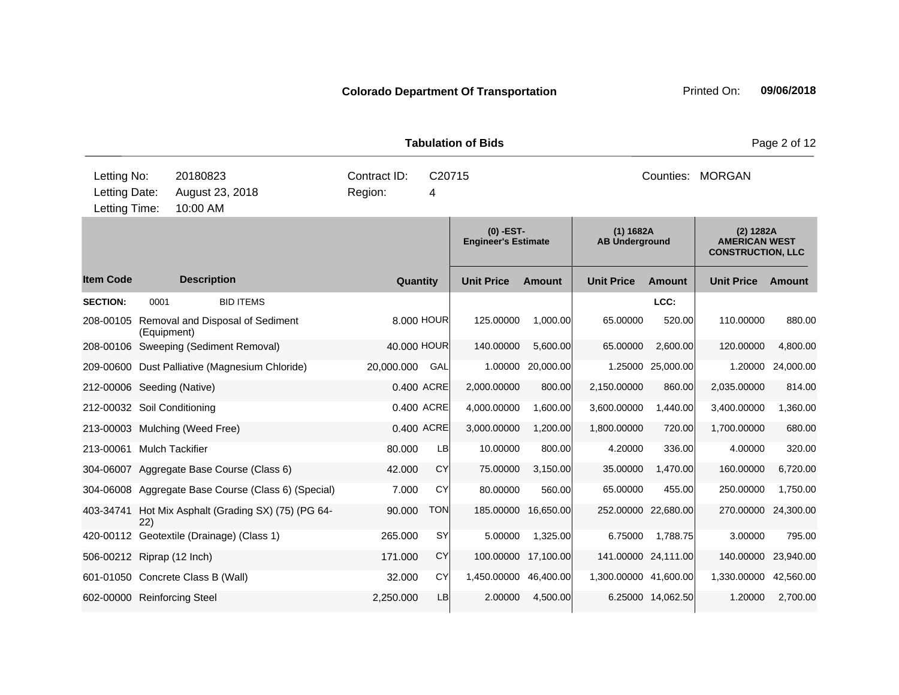**Colorado Department Of Transportation**

Printed On: **09/06/2018**

**Tabulation of Bids**

| Letting No: | 20180823 | Contract ID: | C20715 | Counties: | MORGAN |
|---|---|---|---|---|---|
| Letting Date: | August 23, 2018 | Region: | 4 | | |
| Letting Time: | 10:00 AM | | | | |

| | | | | (0) -EST- Engineer's Estimate | | (1) 1682A AB Underground | | (2) 1282A AMERICAN WEST CONSTRUCTION, LLC | |
|---|---|---|---|---|---|---|---|---|---|
| **Item Code** | **Description** | **Quantity** | | **Unit Price** | **Amount** | **Unit Price** | **Amount** | **Unit Price** | **Amount** |
| **SECTION:** | 0001 BID ITEMS | | | | | | LCC: | | |
| 208-00105 | Removal and Disposal of Sediment (Equipment) | 8.000 | HOUR | 125.00000 | 1,000.00 | 65.00000 | 520.00 | 110.00000 | 880.00 |
| 208-00106 | Sweeping (Sediment Removal) | 40.000 | HOUR | 140.00000 | 5,600.00 | 65.00000 | 2,600.00 | 120.00000 | 4,800.00 |
| 209-00600 | Dust Palliative (Magnesium Chloride) | 20,000.000 | GAL | 1.00000 | 20,000.00 | 1.25000 | 25,000.00 | 1.20000 | 24,000.00 |
| 212-00006 | Seeding (Native) | 0.400 | ACRE | 2,000.00000 | 800.00 | 2,150.00000 | 860.00 | 2,035.00000 | 814.00 |
| 212-00032 | Soil Conditioning | 0.400 | ACRE | 4,000.00000 | 1,600.00 | 3,600.00000 | 1,440.00 | 3,400.00000 | 1,360.00 |
| 213-00003 | Mulching (Weed Free) | 0.400 | ACRE | 3,000.00000 | 1,200.00 | 1,800.00000 | 720.00 | 1,700.00000 | 680.00 |
| 213-00061 | Mulch Tackifier | 80.000 | LB | 10.00000 | 800.00 | 4.20000 | 336.00 | 4.00000 | 320.00 |
| 304-06007 | Aggregate Base Course (Class 6) | 42.000 | CY | 75.00000 | 3,150.00 | 35.00000 | 1,470.00 | 160.00000 | 6,720.00 |
| 304-06008 | Aggregate Base Course (Class 6) (Special) | 7.000 | CY | 80.00000 | 560.00 | 65.00000 | 455.00 | 250.00000 | 1,750.00 |
| 403-34741 | Hot Mix Asphalt (Grading SX) (75) (PG 64-22) | 90.000 | TON | 185.00000 | 16,650.00 | 252.00000 | 22,680.00 | 270.00000 | 24,300.00 |
| 420-00112 | Geotextile (Drainage) (Class 1) | 265.000 | SY | 5.00000 | 1,325.00 | 6.75000 | 1,788.75 | 3.00000 | 795.00 |
| 506-00212 | Riprap (12 Inch) | 171.000 | CY | 100.00000 | 17,100.00 | 141.00000 | 24,111.00 | 140.00000 | 23,940.00 |
| 601-01050 | Concrete Class B (Wall) | 32.000 | CY | 1,450.00000 | 46,400.00 | 1,300.00000 | 41,600.00 | 1,330.00000 | 42,560.00 |
| 602-00000 | Reinforcing Steel | 2,250.000 | LB | 2.00000 | 4,500.00 | 6.25000 | 14,062.50 | 1.20000 | 2,700.00 |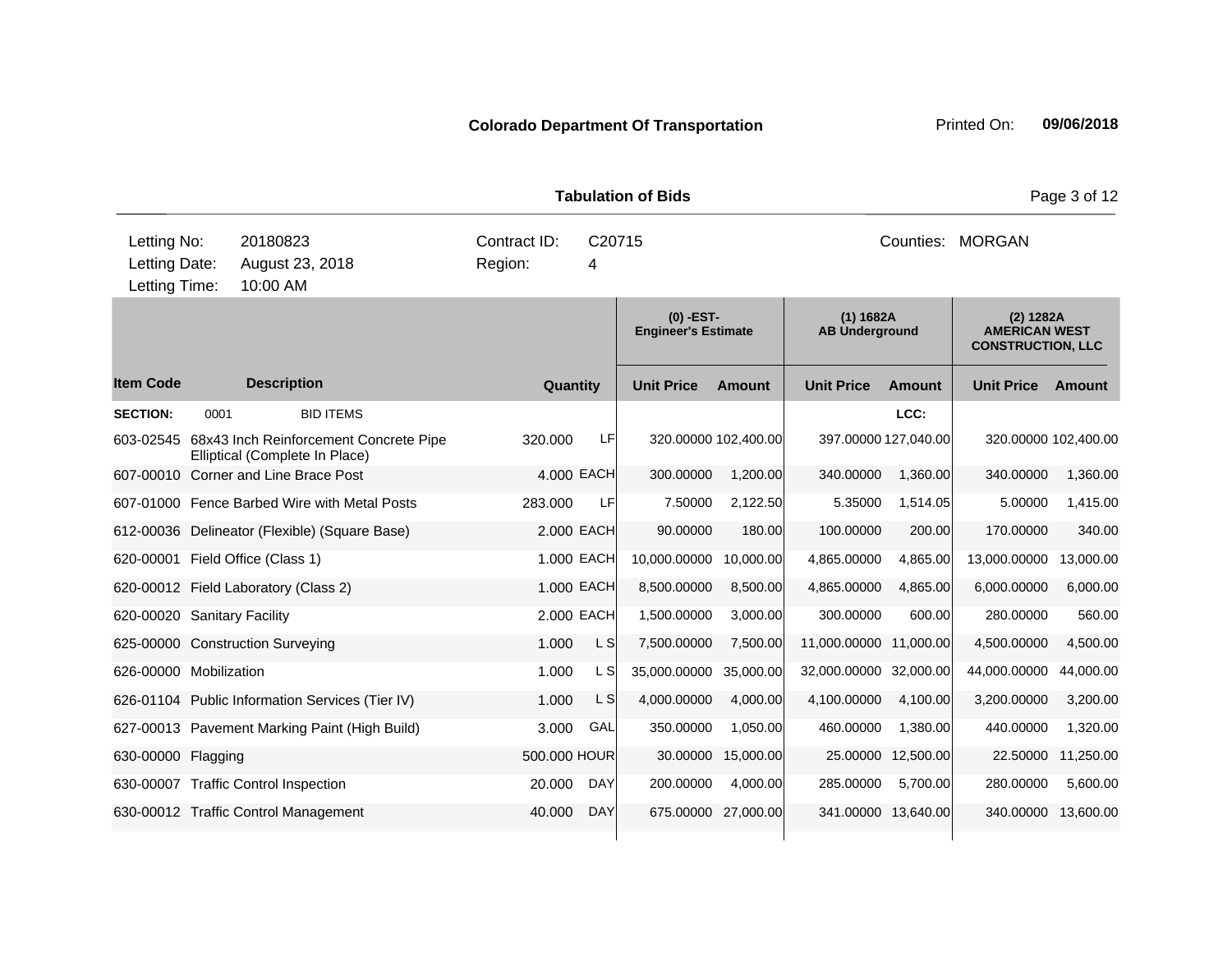**Colorado Department Of Transportation** Printed On: **09/06/2018**

**Tabulation of Bids**

| | | | |
|---|---|---|---|
| Letting No: | 20180823 | Contract ID: | C20715 |
| Letting Date: | August 23, 2018 | Region: | 4 |
| Letting Time: | 10:00 AM | Counties: | MORGAN |

| | | | | (0) -EST- Engineer's Estimate | | (1) 1682A AB Underground | | (2) 1282A AMERICAN WEST CONSTRUCTION, LLC | |
|---|---|---|---|---|---|---|---|---|---|
| **Item Code** | **Description** | **Quantity** | | **Unit Price** | **Amount** | **Unit Price** | **Amount** | **Unit Price** | **Amount** |
| **SECTION:** | 0001 BID ITEMS | | | | | | LCC: | | |
| 603-02545 | 68x43 Inch Reinforcement Concrete Pipe Elliptical (Complete In Place) | 320.000 | LF | 320.00000 | 102,400.00 | 397.00000 | 127,040.00 | 320.00000 | 102,400.00 |
| 607-00010 | Corner and Line Brace Post | 4.000 | EACH | 300.00000 | 1,200.00 | 340.00000 | 1,360.00 | 340.00000 | 1,360.00 |
| 607-01000 | Fence Barbed Wire with Metal Posts | 283.000 | LF | 7.50000 | 2,122.50 | 5.35000 | 1,514.05 | 5.00000 | 1,415.00 |
| 612-00036 | Delineator (Flexible) (Square Base) | 2.000 | EACH | 90.00000 | 180.00 | 100.00000 | 200.00 | 170.00000 | 340.00 |
| 620-00001 | Field Office (Class 1) | 1.000 | EACH | 10,000.00000 | 10,000.00 | 4,865.00000 | 4,865.00 | 13,000.00000 | 13,000.00 |
| 620-00012 | Field Laboratory (Class 2) | 1.000 | EACH | 8,500.00000 | 8,500.00 | 4,865.00000 | 4,865.00 | 6,000.00000 | 6,000.00 |
| 620-00020 | Sanitary Facility | 2.000 | EACH | 1,500.00000 | 3,000.00 | 300.00000 | 600.00 | 280.00000 | 560.00 |
| 625-00000 | Construction Surveying | 1.000 | L S | 7,500.00000 | 7,500.00 | 11,000.00000 | 11,000.00 | 4,500.00000 | 4,500.00 |
| 626-00000 | Mobilization | 1.000 | L S | 35,000.00000 | 35,000.00 | 32,000.00000 | 32,000.00 | 44,000.00000 | 44,000.00 |
| 626-01104 | Public Information Services (Tier IV) | 1.000 | L S | 4,000.00000 | 4,000.00 | 4,100.00000 | 4,100.00 | 3,200.00000 | 3,200.00 |
| 627-00013 | Pavement Marking Paint (High Build) | 3.000 | GAL | 350.00000 | 1,050.00 | 460.00000 | 1,380.00 | 440.00000 | 1,320.00 |
| 630-00000 | Flagging | 500.000 | HOUR | 30.00000 | 15,000.00 | 25.00000 | 12,500.00 | 22.50000 | 11,250.00 |
| 630-00007 | Traffic Control Inspection | 20.000 | DAY | 200.00000 | 4,000.00 | 285.00000 | 5,700.00 | 280.00000 | 5,600.00 |
| 630-00012 | Traffic Control Management | 40.000 | DAY | 675.00000 | 27,000.00 | 341.00000 | 13,640.00 | 340.00000 | 13,600.00 |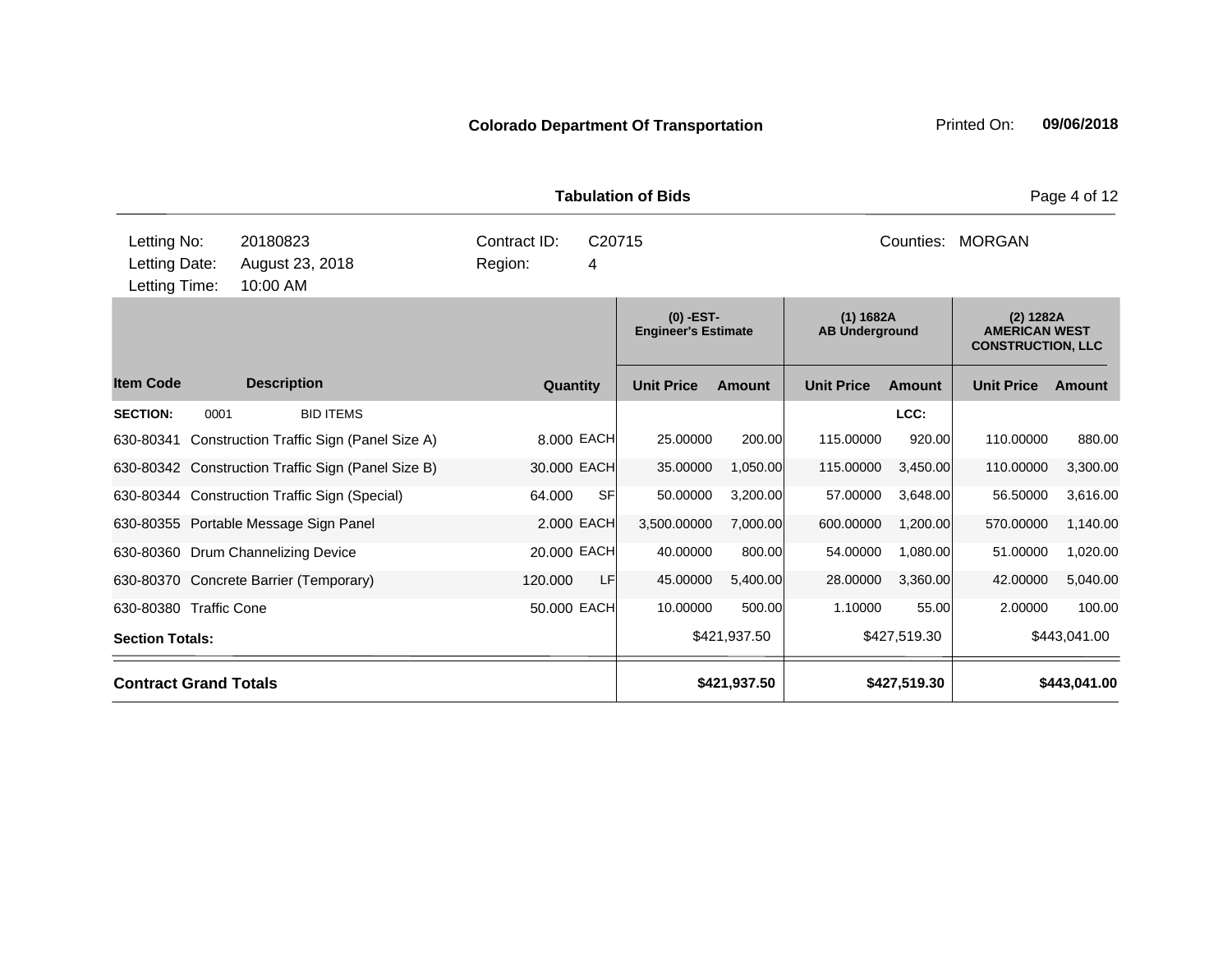**Colorado Department Of Transportation** Printed On: **09/06/2018**

**Tabulation of Bids**

| | | | |
|---|---|---|---|
| Letting No: 20180823 | Contract ID: C20715 | | Counties: MORGAN |
| Letting Date: August 23, 2018 | Region: 4 | | |
| Letting Time: 10:00 AM | | | |

| | | | | (0) -EST- Engineer's Estimate | | (1) 1682A AB Underground | | (2) 1282A AMERICAN WEST CONSTRUCTION, LLC | |
|---|---|---|---|---|---|---|---|---|---|
| **Item Code** | **Description** | **Quantity** | | **Unit Price** | **Amount** | **Unit Price** | **Amount** | **Unit Price** | **Amount** |
| **SECTION:** 0001 | BID ITEMS | | | | | | LCC: | | |
| 630-80341 | Construction Traffic Sign (Panel Size A) | 8.000 | EACH | 25.00000 | 200.00 | 115.00000 | 920.00 | 110.00000 | 880.00 |
| 630-80342 | Construction Traffic Sign (Panel Size B) | 30.000 | EACH | 35.00000 | 1,050.00 | 115.00000 | 3,450.00 | 110.00000 | 3,300.00 |
| 630-80344 | Construction Traffic Sign (Special) | 64.000 | SF | 50.00000 | 3,200.00 | 57.00000 | 3,648.00 | 56.50000 | 3,616.00 |
| 630-80355 | Portable Message Sign Panel | 2.000 | EACH | 3,500.00000 | 7,000.00 | 600.00000 | 1,200.00 | 570.00000 | 1,140.00 |
| 630-80360 | Drum Channelizing Device | 20.000 | EACH | 40.00000 | 800.00 | 54.00000 | 1,080.00 | 51.00000 | 1,020.00 |
| 630-80370 | Concrete Barrier (Temporary) | 120.000 | LF | 45.00000 | 5,400.00 | 28.00000 | 3,360.00 | 42.00000 | 5,040.00 |
| 630-80380 | Traffic Cone | 50.000 | EACH | 10.00000 | 500.00 | 1.10000 | 55.00 | 2.00000 | 100.00 |
| **Section Totals:** | | | | | $421,937.50 | | $427,519.30 | | $443,041.00 |
| **Contract Grand Totals** | | | | | **$421,937.50** | | **$427,519.30** | | **$443,041.00** |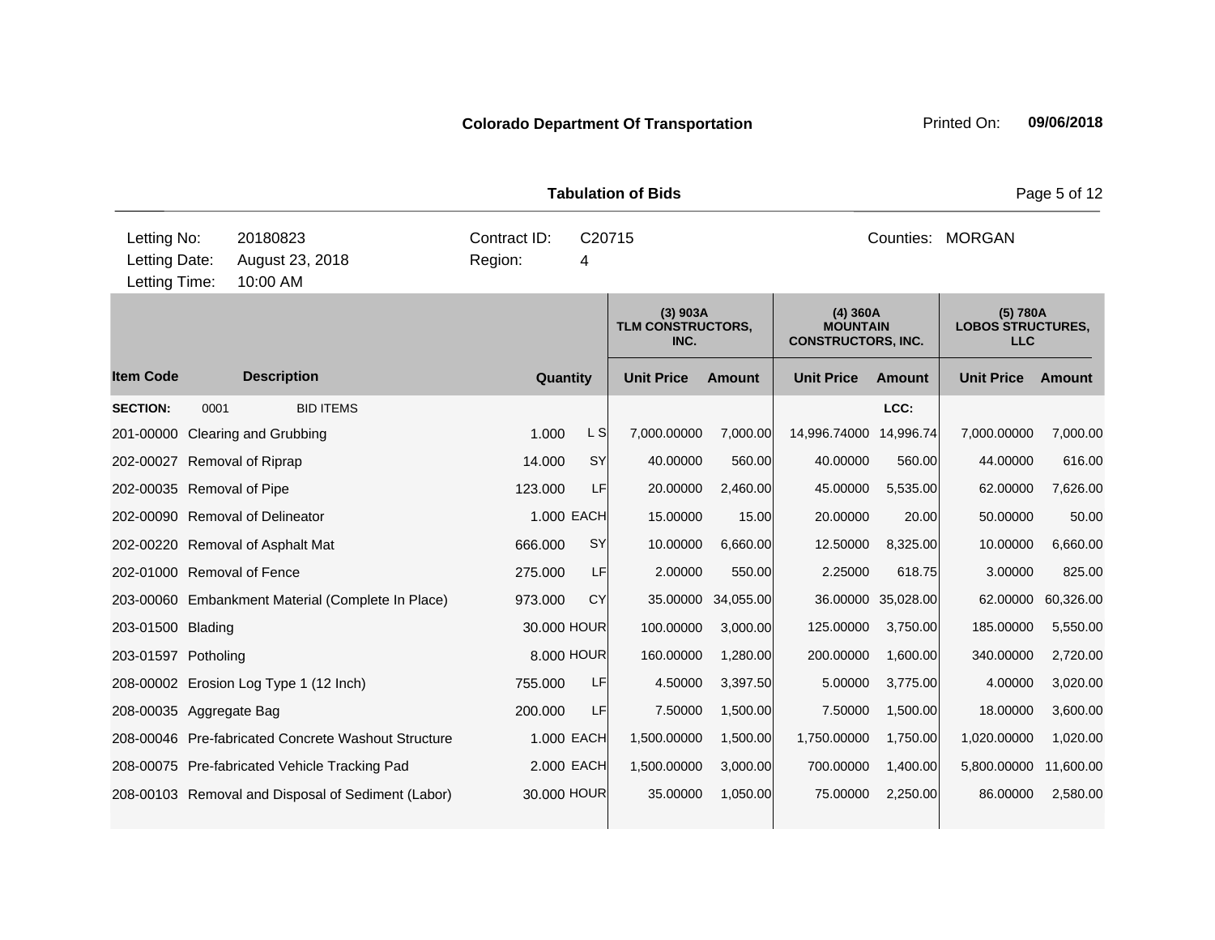**Colorado Department Of Transportation** Printed On: **09/06/2018**

**Tabulation of Bids**

| | | | |
|---|---|---|---|
| Letting No: | 20180823 | Contract ID: | C20715 |
| Letting Date: | August 23, 2018 | Region: | 4 |
| Letting Time: | 10:00 AM | Counties: | MORGAN |

| Item Code | Description | Quantity | | (3) 903A TLM CONSTRUCTORS, INC. | | (4) 360A MOUNTAIN CONSTRUCTORS, INC. | | (5) 780A LOBOS STRUCTURES, LLC | |
|---|---|---|---|---|---|---|---|---|---|
| | | | | Unit Price | Amount | Unit Price | Amount | Unit Price | Amount |
| **SECTION:** 0001 | BID ITEMS | | | | | | LCC: | | |
| 201-00000 | Clearing and Grubbing | 1.000 | L S | 7,000.00000 | 7,000.00 | 14,996.74000 | 14,996.74 | 7,000.00000 | 7,000.00 |
| 202-00027 | Removal of Riprap | 14.000 | SY | 40.00000 | 560.00 | 40.00000 | 560.00 | 44.00000 | 616.00 |
| 202-00035 | Removal of Pipe | 123.000 | LF | 20.00000 | 2,460.00 | 45.00000 | 5,535.00 | 62.00000 | 7,626.00 |
| 202-00090 | Removal of Delineator | 1.000 | EACH | 15.00000 | 15.00 | 20.00000 | 20.00 | 50.00000 | 50.00 |
| 202-00220 | Removal of Asphalt Mat | 666.000 | SY | 10.00000 | 6,660.00 | 12.50000 | 8,325.00 | 10.00000 | 6,660.00 |
| 202-01000 | Removal of Fence | 275.000 | LF | 2.00000 | 550.00 | 2.25000 | 618.75 | 3.00000 | 825.00 |
| 203-00060 | Embankment Material (Complete In Place) | 973.000 | CY | 35.00000 | 34,055.00 | 36.00000 | 35,028.00 | 62.00000 | 60,326.00 |
| 203-01500 | Blading | 30.000 | HOUR | 100.00000 | 3,000.00 | 125.00000 | 3,750.00 | 185.00000 | 5,550.00 |
| 203-01597 | Potholing | 8.000 | HOUR | 160.00000 | 1,280.00 | 200.00000 | 1,600.00 | 340.00000 | 2,720.00 |
| 208-00002 | Erosion Log Type 1 (12 Inch) | 755.000 | LF | 4.50000 | 3,397.50 | 5.00000 | 3,775.00 | 4.00000 | 3,020.00 |
| 208-00035 | Aggregate Bag | 200.000 | LF | 7.50000 | 1,500.00 | 7.50000 | 1,500.00 | 18.00000 | 3,600.00 |
| 208-00046 | Pre-fabricated Concrete Washout Structure | 1.000 | EACH | 1,500.00000 | 1,500.00 | 1,750.00000 | 1,750.00 | 1,020.00000 | 1,020.00 |
| 208-00075 | Pre-fabricated Vehicle Tracking Pad | 2.000 | EACH | 1,500.00000 | 3,000.00 | 700.00000 | 1,400.00 | 5,800.00000 | 11,600.00 |
| 208-00103 | Removal and Disposal of Sediment (Labor) | 30.000 | HOUR | 35.00000 | 1,050.00 | 75.00000 | 2,250.00 | 86.00000 | 2,580.00 |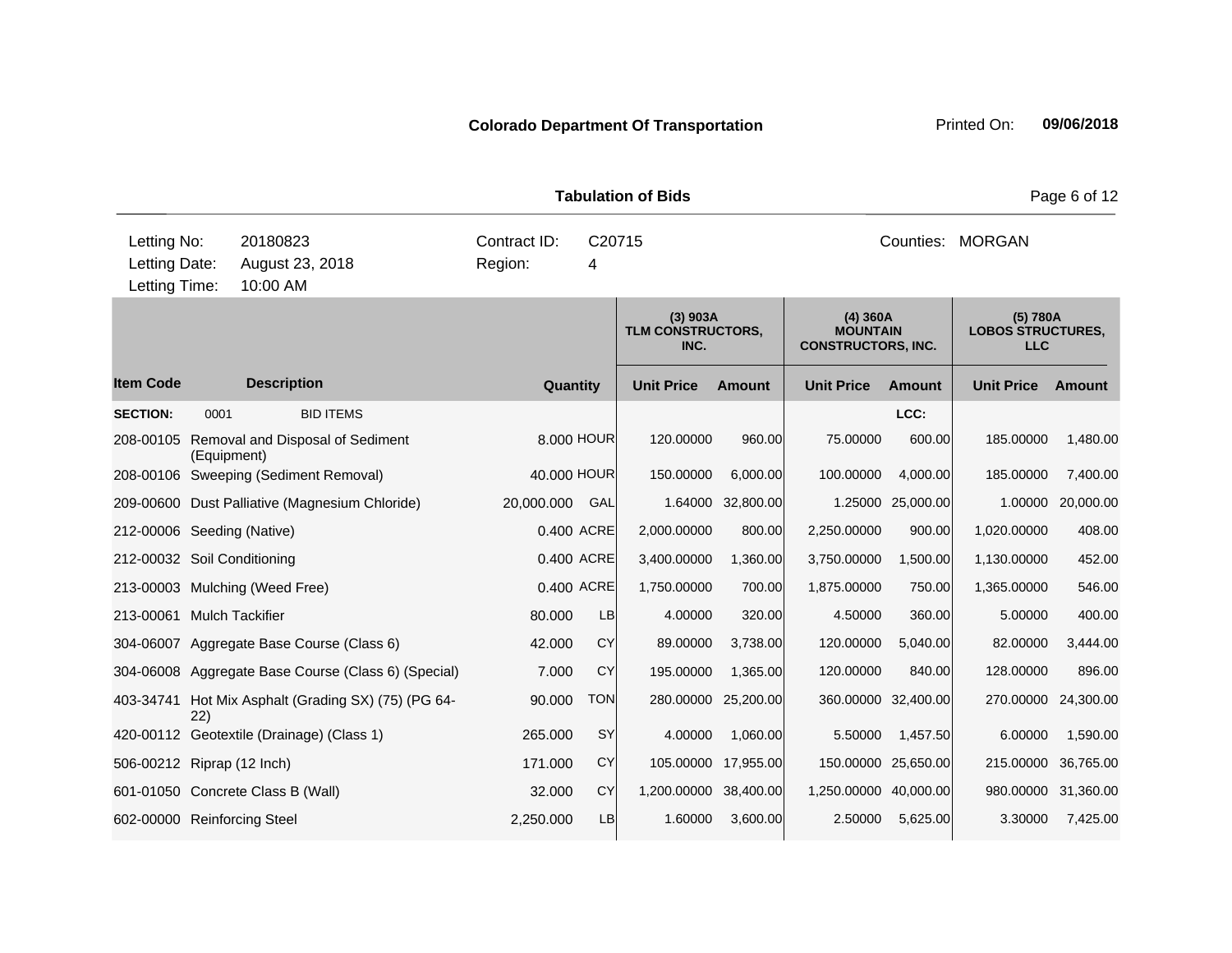**Colorado Department Of Transportation** Printed On: **09/06/2018**

**Tabulation of Bids**

| | | | |
|---|---|---|---|
| Letting No: | 20180823 | Contract ID: | C20715 |
| Letting Date: | August 23, 2018 | Region: | 4 |
| Letting Time: | 10:00 AM | Counties: | MORGAN |

| | | | | (3) 903A TLM CONSTRUCTORS, INC. | | (4) 360A MOUNTAIN CONSTRUCTORS, INC. | | (5) 780A LOBOS STRUCTURES, LLC | |
|---|---|---|---|---|---|---|---|---|---|
| **Item Code** | **Description** | **Quantity** | | **Unit Price** | **Amount** | **Unit Price** | **Amount** | **Unit Price** | **Amount** |
| **SECTION:** | 0001 BID ITEMS | | | | | | LCC: | | |
| 208-00105 | Removal and Disposal of Sediment (Equipment) | 8.000 | HOUR | 120.00000 | 960.00 | 75.00000 | 600.00 | 185.00000 | 1,480.00 |
| 208-00106 | Sweeping (Sediment Removal) | 40.000 | HOUR | 150.00000 | 6,000.00 | 100.00000 | 4,000.00 | 185.00000 | 7,400.00 |
| 209-00600 | Dust Palliative (Magnesium Chloride) | 20,000.000 | GAL | 1.64000 | 32,800.00 | 1.25000 | 25,000.00 | 1.00000 | 20,000.00 |
| 212-00006 | Seeding (Native) | 0.400 | ACRE | 2,000.00000 | 800.00 | 2,250.00000 | 900.00 | 1,020.00000 | 408.00 |
| 212-00032 | Soil Conditioning | 0.400 | ACRE | 3,400.00000 | 1,360.00 | 3,750.00000 | 1,500.00 | 1,130.00000 | 452.00 |
| 213-00003 | Mulching (Weed Free) | 0.400 | ACRE | 1,750.00000 | 700.00 | 1,875.00000 | 750.00 | 1,365.00000 | 546.00 |
| 213-00061 | Mulch Tackifier | 80.000 | LB | 4.00000 | 320.00 | 4.50000 | 360.00 | 5.00000 | 400.00 |
| 304-06007 | Aggregate Base Course (Class 6) | 42.000 | CY | 89.00000 | 3,738.00 | 120.00000 | 5,040.00 | 82.00000 | 3,444.00 |
| 304-06008 | Aggregate Base Course (Class 6) (Special) | 7.000 | CY | 195.00000 | 1,365.00 | 120.00000 | 840.00 | 128.00000 | 896.00 |
| 403-34741 | Hot Mix Asphalt (Grading SX) (75) (PG 64-22) | 90.000 | TON | 280.00000 | 25,200.00 | 360.00000 | 32,400.00 | 270.00000 | 24,300.00 |
| 420-00112 | Geotextile (Drainage) (Class 1) | 265.000 | SY | 4.00000 | 1,060.00 | 5.50000 | 1,457.50 | 6.00000 | 1,590.00 |
| 506-00212 | Riprap (12 Inch) | 171.000 | CY | 105.00000 | 17,955.00 | 150.00000 | 25,650.00 | 215.00000 | 36,765.00 |
| 601-01050 | Concrete Class B (Wall) | 32.000 | CY | 1,200.00000 | 38,400.00 | 1,250.00000 | 40,000.00 | 980.00000 | 31,360.00 |
| 602-00000 | Reinforcing Steel | 2,250.000 | LB | 1.60000 | 3,600.00 | 2.50000 | 5,625.00 | 3.30000 | 7,425.00 |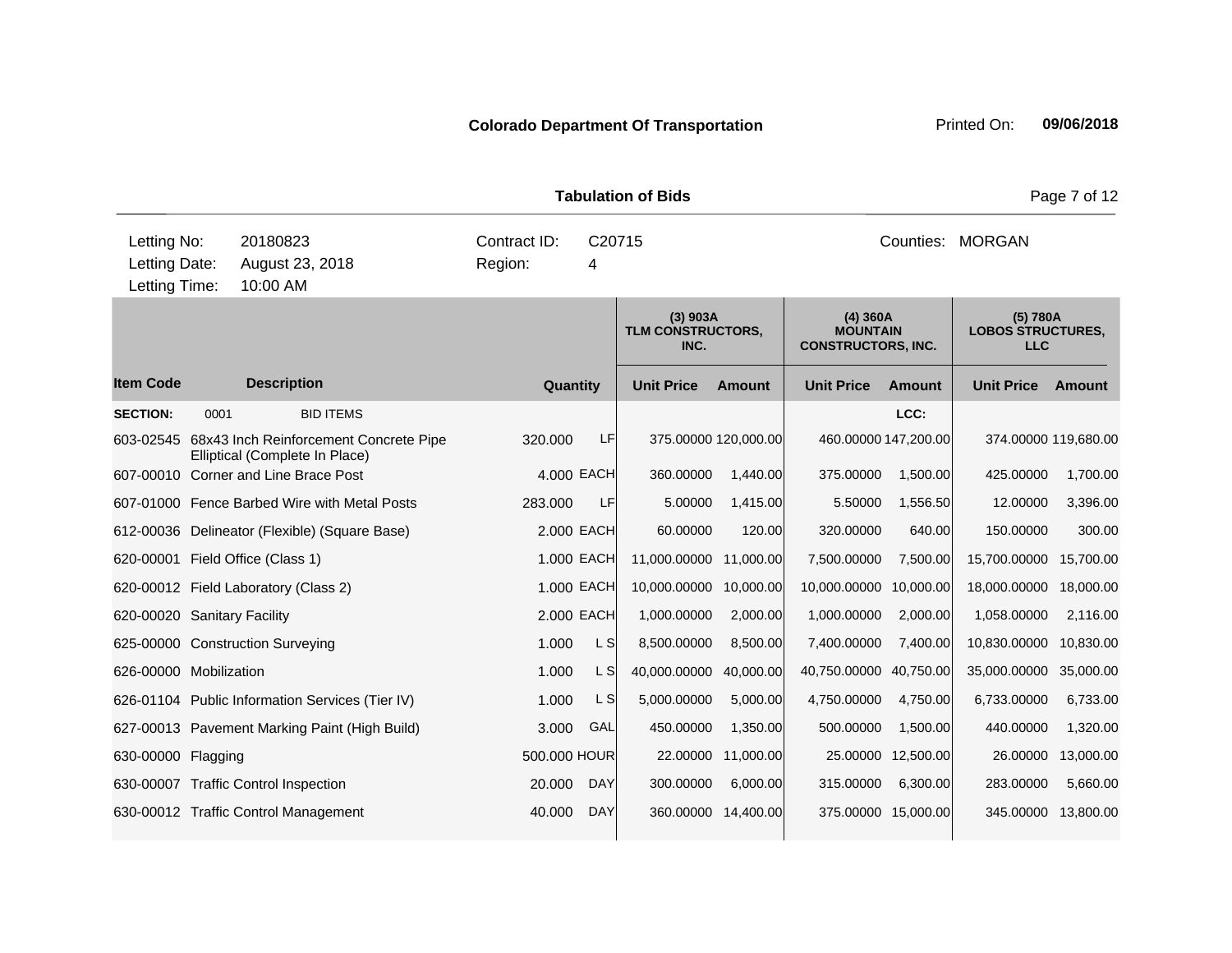**Colorado Department Of Transportation** Printed On: **09/06/2018**

**Tabulation of Bids**

| Letting No: | 20180823 | Contract ID: | C20715 | Counties: | MORGAN |
|---|---|---|---|---|---|
| Letting Date: | August 23, 2018 | Region: | 4 | | |
| Letting Time: | 10:00 AM | | | | |

| | | | | (3) 903A TLM CONSTRUCTORS, INC. | | (4) 360A MOUNTAIN CONSTRUCTORS, INC. | | (5) 780A LOBOS STRUCTURES, LLC | |
|---|---|---|---|---|---|---|---|---|---|
| **Item Code** | **Description** | **Quantity** | | **Unit Price** | **Amount** | **Unit Price** | **Amount** | **Unit Price** | **Amount** |
| **SECTION:** 0001 | BID ITEMS | | | | | | LCC: | | |
| 603-02545 | 68x43 Inch Reinforcement Concrete Pipe Elliptical (Complete In Place) | 320.000 | LF | 375.00000 | 120,000.00 | 460.00000 | 147,200.00 | 374.00000 | 119,680.00 |
| 607-00010 | Corner and Line Brace Post | 4.000 | EACH | 360.00000 | 1,440.00 | 375.00000 | 1,500.00 | 425.00000 | 1,700.00 |
| 607-01000 | Fence Barbed Wire with Metal Posts | 283.000 | LF | 5.00000 | 1,415.00 | 5.50000 | 1,556.50 | 12.00000 | 3,396.00 |
| 612-00036 | Delineator (Flexible) (Square Base) | 2.000 | EACH | 60.00000 | 120.00 | 320.00000 | 640.00 | 150.00000 | 300.00 |
| 620-00001 | Field Office (Class 1) | 1.000 | EACH | 11,000.00000 | 11,000.00 | 7,500.00000 | 7,500.00 | 15,700.00000 | 15,700.00 |
| 620-00012 | Field Laboratory (Class 2) | 1.000 | EACH | 10,000.00000 | 10,000.00 | 10,000.00000 | 10,000.00 | 18,000.00000 | 18,000.00 |
| 620-00020 | Sanitary Facility | 2.000 | EACH | 1,000.00000 | 2,000.00 | 1,000.00000 | 2,000.00 | 1,058.00000 | 2,116.00 |
| 625-00000 | Construction Surveying | 1.000 | L S | 8,500.00000 | 8,500.00 | 7,400.00000 | 7,400.00 | 10,830.00000 | 10,830.00 |
| 626-00000 | Mobilization | 1.000 | L S | 40,000.00000 | 40,000.00 | 40,750.00000 | 40,750.00 | 35,000.00000 | 35,000.00 |
| 626-01104 | Public Information Services (Tier IV) | 1.000 | L S | 5,000.00000 | 5,000.00 | 4,750.00000 | 4,750.00 | 6,733.00000 | 6,733.00 |
| 627-00013 | Pavement Marking Paint (High Build) | 3.000 | GAL | 450.00000 | 1,350.00 | 500.00000 | 1,500.00 | 440.00000 | 1,320.00 |
| 630-00000 | Flagging | 500.000 | HOUR | 22.00000 | 11,000.00 | 25.00000 | 12,500.00 | 26.00000 | 13,000.00 |
| 630-00007 | Traffic Control Inspection | 20.000 | DAY | 300.00000 | 6,000.00 | 315.00000 | 6,300.00 | 283.00000 | 5,660.00 |
| 630-00012 | Traffic Control Management | 40.000 | DAY | 360.00000 | 14,400.00 | 375.00000 | 15,000.00 | 345.00000 | 13,800.00 |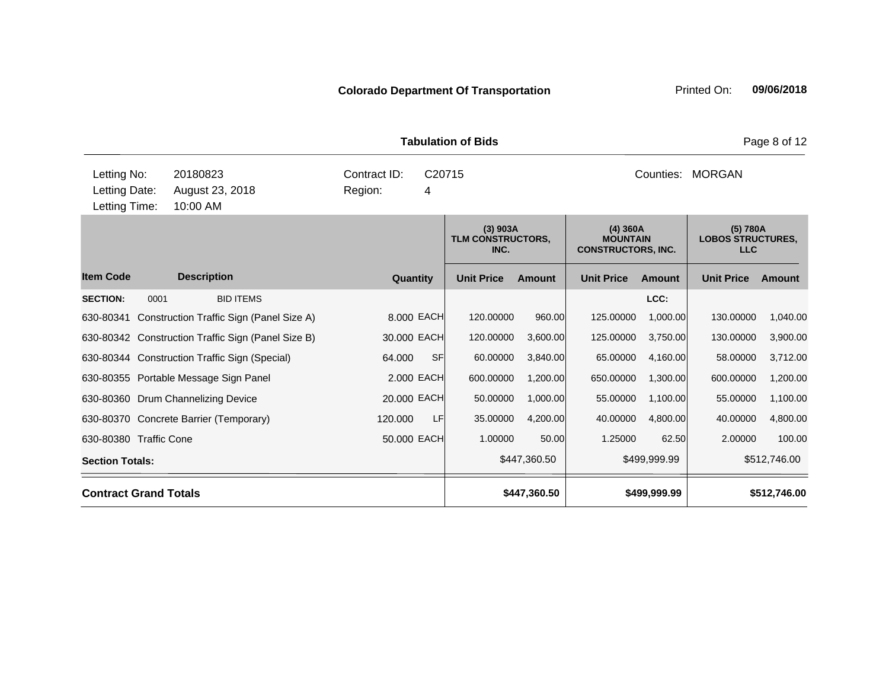**Colorado Department Of Transportation** Printed On: **09/06/2018**

**Tabulation of Bids**

| | | | |
|---|---|---|---|
| Letting No: | 20180823 | Contract ID: | C20715 |
| Letting Date: | August 23, 2018 | Region: | 4 |
| Letting Time: | 10:00 AM | Counties: | MORGAN |

| Item Code | Description | Quantity | | (3) 903A TLM CONSTRUCTORS, INC. Unit Price | Amount | (4) 360A MOUNTAIN CONSTRUCTORS, INC. Unit Price | Amount | (5) 780A LOBOS STRUCTURES, LLC Unit Price | Amount |
|---|---|---|---|---|---|---|---|---|---|
| **SECTION:** 0001 | BID ITEMS | | | | | | LCC: | | |
| 630-80341 | Construction Traffic Sign (Panel Size A) | 8.000 | EACH | 120.00000 | 960.00 | 125.00000 | 1,000.00 | 130.00000 | 1,040.00 |
| 630-80342 | Construction Traffic Sign (Panel Size B) | 30.000 | EACH | 120.00000 | 3,600.00 | 125.00000 | 3,750.00 | 130.00000 | 3,900.00 |
| 630-80344 | Construction Traffic Sign (Special) | 64.000 | SF | 60.00000 | 3,840.00 | 65.00000 | 4,160.00 | 58.00000 | 3,712.00 |
| 630-80355 | Portable Message Sign Panel | 2.000 | EACH | 600.00000 | 1,200.00 | 650.00000 | 1,300.00 | 600.00000 | 1,200.00 |
| 630-80360 | Drum Channelizing Device | 20.000 | EACH | 50.00000 | 1,000.00 | 55.00000 | 1,100.00 | 55.00000 | 1,100.00 |
| 630-80370 | Concrete Barrier (Temporary) | 120.000 | LF | 35.00000 | 4,200.00 | 40.00000 | 4,800.00 | 40.00000 | 4,800.00 |
| 630-80380 | Traffic Cone | 50.000 | EACH | 1.00000 | 50.00 | 1.25000 | 62.50 | 2.00000 | 100.00 |
| **Section Totals:** | | | | | $447,360.50 | | $499,999.99 | | $512,746.00 |
| **Contract Grand Totals** | | | | | **$447,360.50** | | **$499,999.99** | | **$512,746.00** |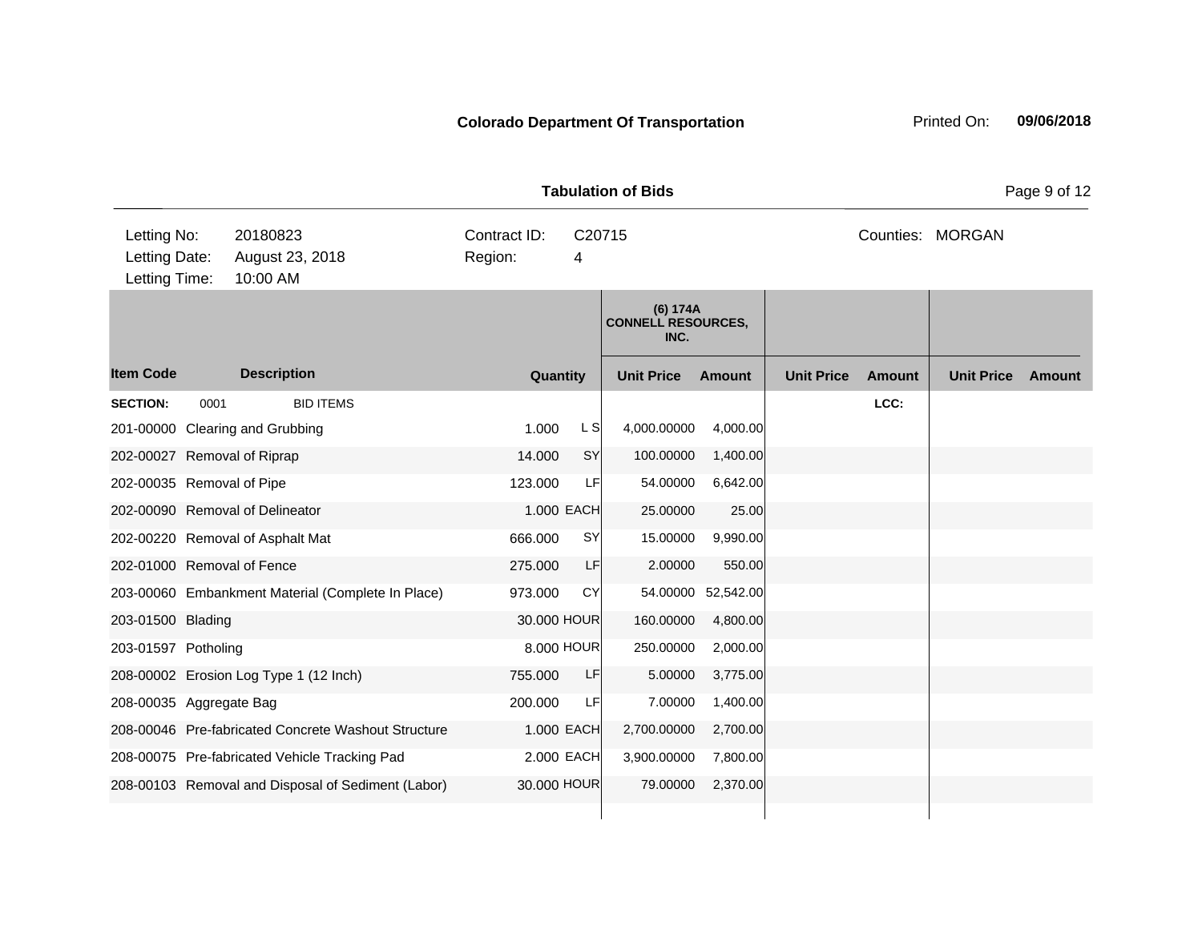**Colorado Department Of Transportation**

Printed On: **09/06/2018**

**Tabulation of Bids**

| | | | |
|---|---|---|---|
| Letting No: | 20180823 | Contract ID: | C20715 |
| Letting Date: | August 23, 2018 | Region: | 4 |
| Letting Time: | 10:00 AM | | |

Counties: MORGAN

| | | | | (6) 174A CONNELL RESOURCES, INC. | | | | | |
|---|---|---|---|---|---|---|---|---|---|
| **Item Code** | **Description** | **Quantity** | | **Unit Price** | **Amount** | **Unit Price** | **Amount** | **Unit Price** | **Amount** |
| **SECTION:** | 0001 BID ITEMS | | | | | | **LCC:** | | |
| 201-00000 | Clearing and Grubbing | 1.000 | L S | 4,000.00000 | 4,000.00 | | | | |
| 202-00027 | Removal of Riprap | 14.000 | SY | 100.00000 | 1,400.00 | | | | |
| 202-00035 | Removal of Pipe | 123.000 | LF | 54.00000 | 6,642.00 | | | | |
| 202-00090 | Removal of Delineator | 1.000 | EACH | 25.00000 | 25.00 | | | | |
| 202-00220 | Removal of Asphalt Mat | 666.000 | SY | 15.00000 | 9,990.00 | | | | |
| 202-01000 | Removal of Fence | 275.000 | LF | 2.00000 | 550.00 | | | | |
| 203-00060 | Embankment Material (Complete In Place) | 973.000 | CY | 54.00000 | 52,542.00 | | | | |
| 203-01500 | Blading | 30.000 | HOUR | 160.00000 | 4,800.00 | | | | |
| 203-01597 | Potholing | 8.000 | HOUR | 250.00000 | 2,000.00 | | | | |
| 208-00002 | Erosion Log Type 1 (12 Inch) | 755.000 | LF | 5.00000 | 3,775.00 | | | | |
| 208-00035 | Aggregate Bag | 200.000 | LF | 7.00000 | 1,400.00 | | | | |
| 208-00046 | Pre-fabricated Concrete Washout Structure | 1.000 | EACH | 2,700.00000 | 2,700.00 | | | | |
| 208-00075 | Pre-fabricated Vehicle Tracking Pad | 2.000 | EACH | 3,900.00000 | 7,800.00 | | | | |
| 208-00103 | Removal and Disposal of Sediment (Labor) | 30.000 | HOUR | 79.00000 | 2,370.00 | | | | |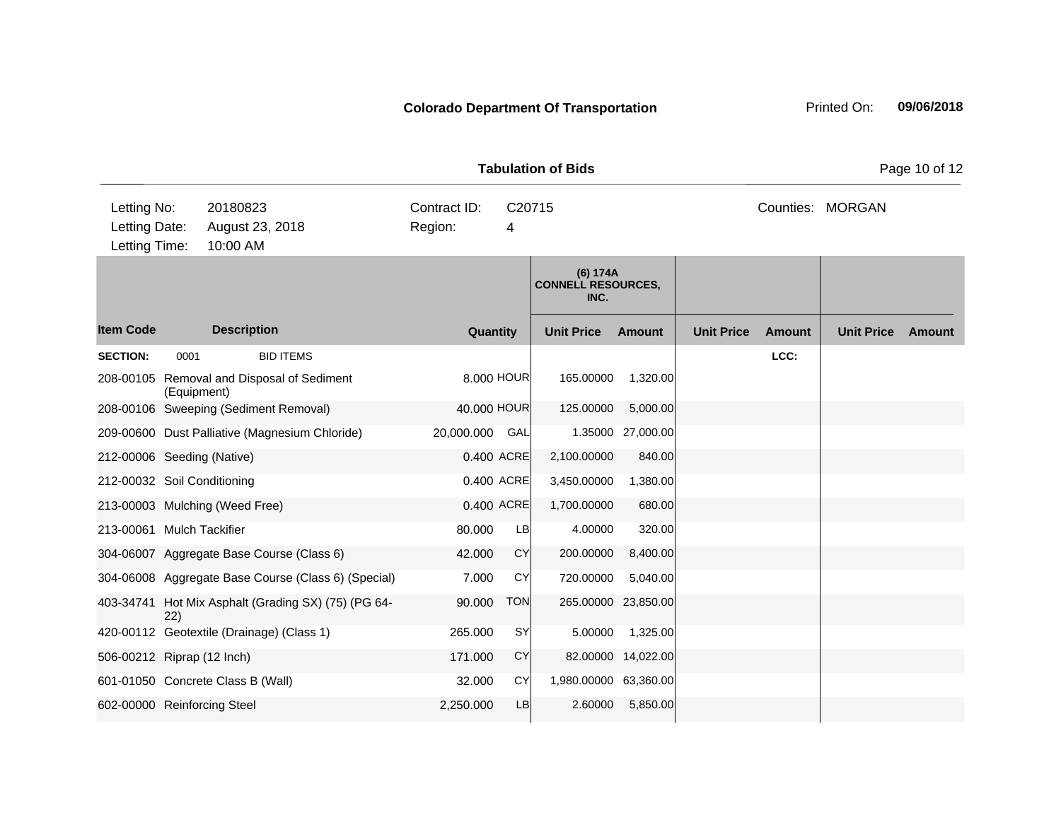**Colorado Department Of Transportation**

Printed On: **09/06/2018**

**Tabulation of Bids**

| | | | | | |
|---|---|---|---|---|---|
| Letting No: | 20180823 | Contract ID: | C20715 | Counties: | MORGAN |
| Letting Date: | August 23, 2018 | Region: | 4 | | |
| Letting Time: | 10:00 AM | | | | |

| | | | | (6) 174A CONNELL RESOURCES, INC. | | | | | |
|---|---|---|---|---|---|---|---|---|---|
| **Item Code** | **Description** | **Quantity** | | **Unit Price** | **Amount** | **Unit Price** | **Amount** | **Unit Price** | **Amount** |
| **SECTION:** | 0001 BID ITEMS | | | | | | **LCC:** | | |
| 208-00105 | Removal and Disposal of Sediment (Equipment) | 8.000 | HOUR | 165.00000 | 1,320.00 | | | | |
| 208-00106 | Sweeping (Sediment Removal) | 40.000 | HOUR | 125.00000 | 5,000.00 | | | | |
| 209-00600 | Dust Palliative (Magnesium Chloride) | 20,000.000 | GAL | 1.35000 | 27,000.00 | | | | |
| 212-00006 | Seeding (Native) | 0.400 | ACRE | 2,100.00000 | 840.00 | | | | |
| 212-00032 | Soil Conditioning | 0.400 | ACRE | 3,450.00000 | 1,380.00 | | | | |
| 213-00003 | Mulching (Weed Free) | 0.400 | ACRE | 1,700.00000 | 680.00 | | | | |
| 213-00061 | Mulch Tackifier | 80.000 | LB | 4.00000 | 320.00 | | | | |
| 304-06007 | Aggregate Base Course (Class 6) | 42.000 | CY | 200.00000 | 8,400.00 | | | | |
| 304-06008 | Aggregate Base Course (Class 6) (Special) | 7.000 | CY | 720.00000 | 5,040.00 | | | | |
| 403-34741 | Hot Mix Asphalt (Grading SX) (75) (PG 64-22) | 90.000 | TON | 265.00000 | 23,850.00 | | | | |
| 420-00112 | Geotextile (Drainage) (Class 1) | 265.000 | SY | 5.00000 | 1,325.00 | | | | |
| 506-00212 | Riprap (12 Inch) | 171.000 | CY | 82.00000 | 14,022.00 | | | | |
| 601-01050 | Concrete Class B (Wall) | 32.000 | CY | 1,980.00000 | 63,360.00 | | | | |
| 602-00000 | Reinforcing Steel | 2,250.000 | LB | 2.60000 | 5,850.00 | | | | |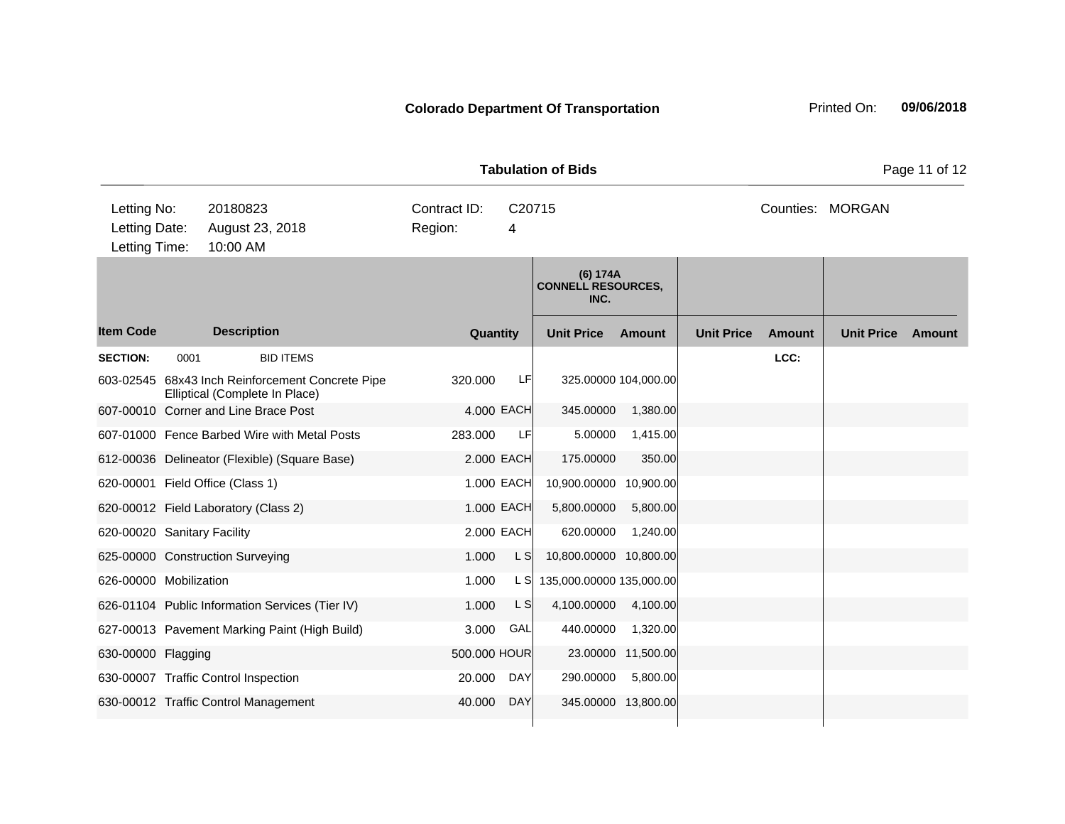**Colorado Department Of Transportation** Printed On: **09/06/2018**

**Tabulation of Bids**

| Letting No: | 20180823 | Contract ID: | C20715 | Counties: | MORGAN |
|---|---|---|---|---|---|
| Letting Date: | August 23, 2018 | Region: | 4 | | |
| Letting Time: | 10:00 AM | | | | |

| | | | | (6) 174A CONNELL RESOURCES, INC. | | | | | |
|---|---|---|---|---|---|---|---|---|---|
| **Item Code** | **Description** | **Quantity** | | **Unit Price** | **Amount** | **Unit Price** | **Amount** | **Unit Price** | **Amount** |
| **SECTION:** | 0001 BID ITEMS | | | | | | **LCC:** | | |
| 603-02545 | 68x43 Inch Reinforcement Concrete Pipe Elliptical (Complete In Place) | 320.000 | LF | 325.00000 | 104,000.00 | | | | |
| 607-00010 | Corner and Line Brace Post | 4.000 | EACH | 345.00000 | 1,380.00 | | | | |
| 607-01000 | Fence Barbed Wire with Metal Posts | 283.000 | LF | 5.00000 | 1,415.00 | | | | |
| 612-00036 | Delineator (Flexible) (Square Base) | 2.000 | EACH | 175.00000 | 350.00 | | | | |
| 620-00001 | Field Office (Class 1) | 1.000 | EACH | 10,900.00000 | 10,900.00 | | | | |
| 620-00012 | Field Laboratory (Class 2) | 1.000 | EACH | 5,800.00000 | 5,800.00 | | | | |
| 620-00020 | Sanitary Facility | 2.000 | EACH | 620.00000 | 1,240.00 | | | | |
| 625-00000 | Construction Surveying | 1.000 | L S | 10,800.00000 | 10,800.00 | | | | |
| 626-00000 | Mobilization | 1.000 | L S | 135,000.00000 | 135,000.00 | | | | |
| 626-01104 | Public Information Services (Tier IV) | 1.000 | L S | 4,100.00000 | 4,100.00 | | | | |
| 627-00013 | Pavement Marking Paint (High Build) | 3.000 | GAL | 440.00000 | 1,320.00 | | | | |
| 630-00000 | Flagging | 500.000 | HOUR | 23.00000 | 11,500.00 | | | | |
| 630-00007 | Traffic Control Inspection | 20.000 | DAY | 290.00000 | 5,800.00 | | | | |
| 630-00012 | Traffic Control Management | 40.000 | DAY | 345.00000 | 13,800.00 | | | | |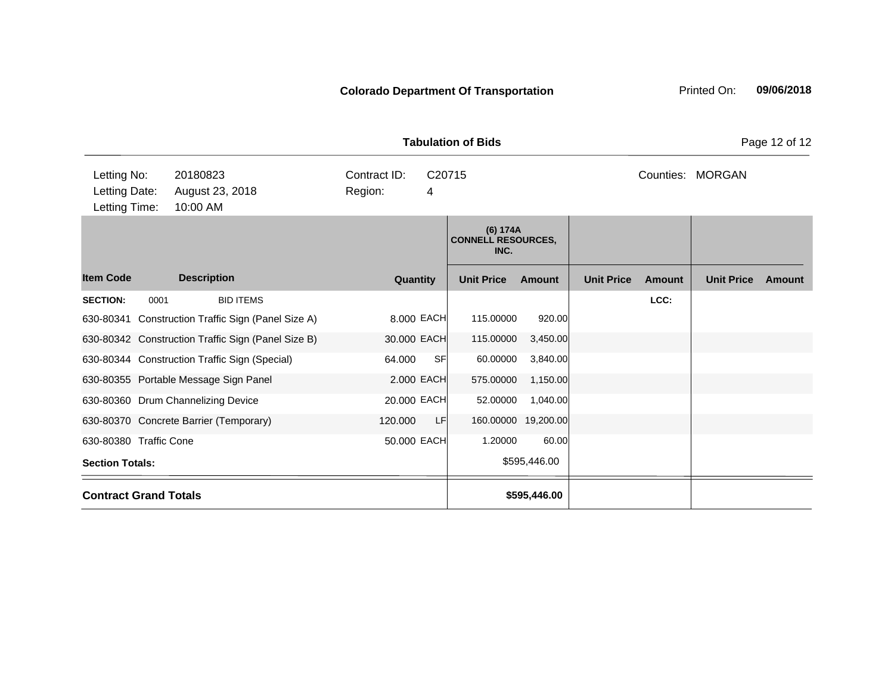**Colorado Department Of Transportation** Printed On: **09/06/2018**

**Tabulation of Bids**

| | | | | | |
|---|---|---|---|---|---|
| Letting No: | 20180823 | Contract ID: | C20715 | Counties: | MORGAN |
| Letting Date: | August 23, 2018 | Region: | 4 | | |
| Letting Time: | 10:00 AM | | | | |

| | | | | (6) 174A CONNELL RESOURCES, INC. | | | | | |
|---|---|---|---|---|---|---|---|---|---|
| **Item Code** | **Description** | **Quantity** | | **Unit Price** | **Amount** | **Unit Price** | **Amount** | **Unit Price** | **Amount** |
| **SECTION:** | 0001 BID ITEMS | | | | | | **LCC:** | | |
| 630-80341 | Construction Traffic Sign (Panel Size A) | 8.000 | EACH | 115.00000 | 920.00 | | | | |
| 630-80342 | Construction Traffic Sign (Panel Size B) | 30.000 | EACH | 115.00000 | 3,450.00 | | | | |
| 630-80344 | Construction Traffic Sign (Special) | 64.000 | SF | 60.00000 | 3,840.00 | | | | |
| 630-80355 | Portable Message Sign Panel | 2.000 | EACH | 575.00000 | 1,150.00 | | | | |
| 630-80360 | Drum Channelizing Device | 20.000 | EACH | 52.00000 | 1,040.00 | | | | |
| 630-80370 | Concrete Barrier (Temporary) | 120.000 | LF | 160.00000 | 19,200.00 | | | | |
| 630-80380 | Traffic Cone | 50.000 | EACH | 1.20000 | 60.00 | | | | |
| **Section Totals:** | | | | | $595,446.00 | | | | |
| **Contract Grand Totals** | | | | | **$595,446.00** | | | | |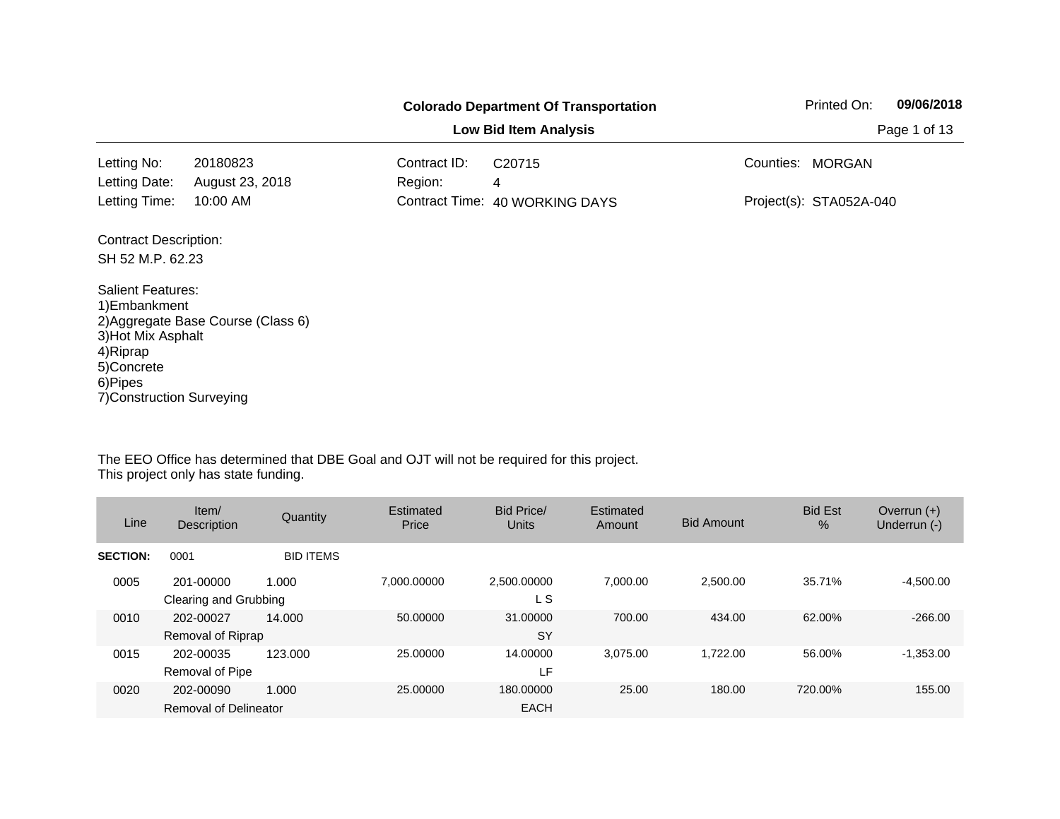**Colorado Department Of Transportation**

**Printed On: 09/06/2018**

**Low Bid Item Analysis**

| | | | | | |
|---|---|---|---|---|---|
| Letting No: | 20180823 | Contract ID: | C20715 | Counties: | MORGAN |
| Letting Date: | August 23, 2018 | Region: | 4 | | |
| Letting Time: | 10:00 AM | Contract Time: | 40 WORKING DAYS | Project(s): | STA052A-040 |

Contract Description:

SH 52 M.P. 62.23

Salient Features:
1)Embankment
2)Aggregate Base Course (Class 6)
3)Hot Mix Asphalt
4)Riprap
5)Concrete
6)Pipes
7)Construction Surveying

The EEO Office has determined that DBE Goal and OJT will not be required for this project.
This project only has state funding.

| Line | Item/ Description | Quantity | Estimated Price | Bid Price/ Units | Estimated Amount | Bid Amount | Bid Est % | Overrun (+) Underrun (-) |
|---|---|---|---|---|---|---|---|---|
| **SECTION:** | 0001 | BID ITEMS | | | | | | |
| 0005 | 201-00000 Clearing and Grubbing | 1.000 | 7,000.00000 | 2,500.00000 L S | 7,000.00 | 2,500.00 | 35.71% | -4,500.00 |
| 0010 | 202-00027 Removal of Riprap | 14.000 | 50.00000 | 31.00000 SY | 700.00 | 434.00 | 62.00% | -266.00 |
| 0015 | 202-00035 Removal of Pipe | 123.000 | 25.00000 | 14.00000 LF | 3,075.00 | 1,722.00 | 56.00% | -1,353.00 |
| 0020 | 202-00090 Removal of Delineator | 1.000 | 25.00000 | 180.00000 EACH | 25.00 | 180.00 | 720.00% | 155.00 |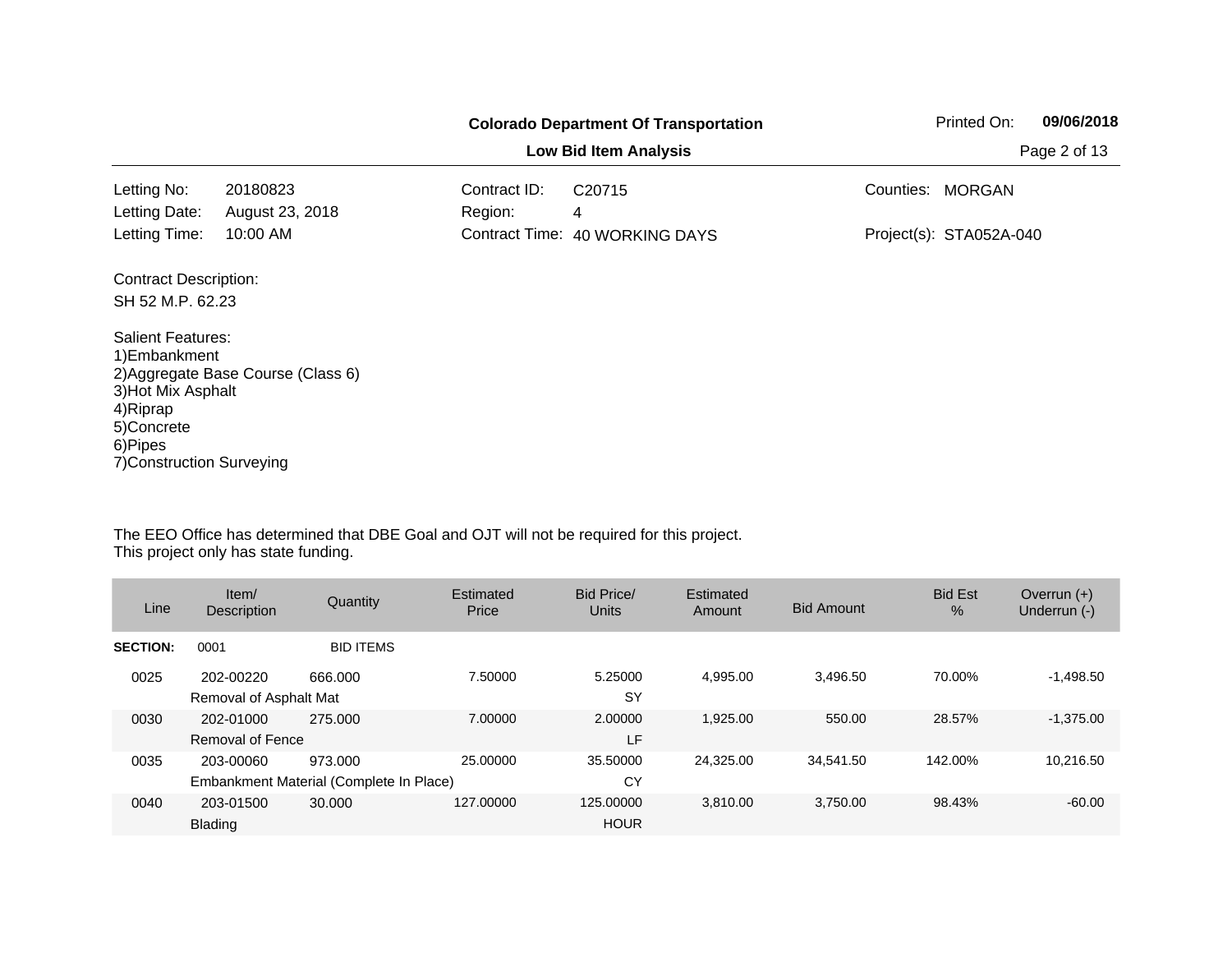**Colorado Department Of Transportation**

**Low Bid Item Analysis**

Printed On: **09/06/2018**

| | | | | | |
|---|---|---|---|---|---|
| Letting No: | 20180823 | Contract ID: | C20715 | Counties: | MORGAN |
| Letting Date: | August 23, 2018 | Region: | 4 | | |
| Letting Time: | 10:00 AM | Contract Time: | 40 WORKING DAYS | Project(s): | STA052A-040 |

Contract Description:

SH 52 M.P. 62.23

Salient Features:
1)Embankment
2)Aggregate Base Course (Class 6)
3)Hot Mix Asphalt
4)Riprap
5)Concrete
6)Pipes
7)Construction Surveying

The EEO Office has determined that DBE Goal and OJT will not be required for this project.
This project only has state funding.

| Line | Item/ Description | Quantity | Estimated Price | Bid Price/ Units | Estimated Amount | Bid Amount | Bid Est % | Overrun (+) Underrun (-) |
|---|---|---|---|---|---|---|---|---|
| **SECTION:** | 0001 | BID ITEMS | | | | | | |
| 0025 | 202-00220 Removal of Asphalt Mat | 666.000 | 7.50000 | 5.25000 SY | 4,995.00 | 3,496.50 | 70.00% | -1,498.50 |
| 0030 | 202-01000 Removal of Fence | 275.000 | 7.00000 | 2.00000 LF | 1,925.00 | 550.00 | 28.57% | -1,375.00 |
| 0035 | 203-00060 Embankment Material (Complete In Place) | 973.000 | 25.00000 | 35.50000 CY | 24,325.00 | 34,541.50 | 142.00% | 10,216.50 |
| 0040 | 203-01500 Blading | 30.000 | 127.00000 | 125.00000 HOUR | 3,810.00 | 3,750.00 | 98.43% | -60.00 |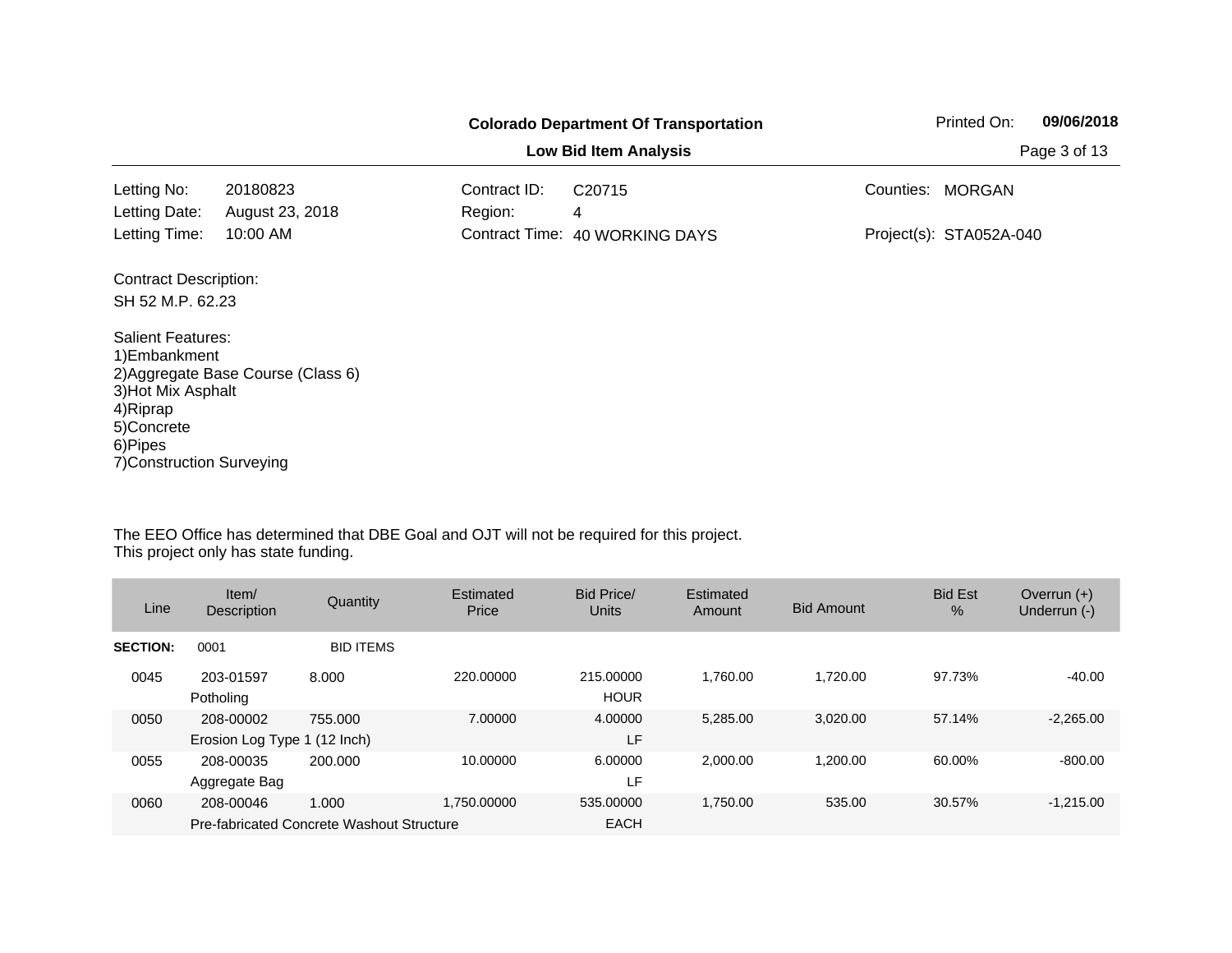**Colorado Department Of Transportation**

**Low Bid Item Analysis**

Printed On: **09/06/2018**

| | | | | | |
|---|---|---|---|---|---|
| Letting No: | 20180823 | Contract ID: | C20715 | Counties: | MORGAN |
| Letting Date: | August 23, 2018 | Region: | 4 | | |
| Letting Time: | 10:00 AM | Contract Time: | 40 WORKING DAYS | Project(s): | STA052A-040 |

Contract Description:

SH 52 M.P. 62.23

Salient Features:
1)Embankment
2)Aggregate Base Course (Class 6)
3)Hot Mix Asphalt
4)Riprap
5)Concrete
6)Pipes
7)Construction Surveying

The EEO Office has determined that DBE Goal and OJT will not be required for this project.
This project only has state funding.

| Line | Item/ Description | Quantity | Estimated Price | Bid Price/ Units | Estimated Amount | Bid Amount | Bid Est % | Overrun (+) Underrun (-) |
|---|---|---|---|---|---|---|---|---|
| **SECTION:** | 0001 | BID ITEMS | | | | | | |
| 0045 | 203-01597 Potholing | 8.000 | 220.00000 | 215.00000 HOUR | 1,760.00 | 1,720.00 | 97.73% | -40.00 |
| 0050 | 208-00002 Erosion Log Type 1 (12 Inch) | 755.000 | 7.00000 | 4.00000 LF | 5,285.00 | 3,020.00 | 57.14% | -2,265.00 |
| 0055 | 208-00035 Aggregate Bag | 200.000 | 10.00000 | 6.00000 LF | 2,000.00 | 1,200.00 | 60.00% | -800.00 |
| 0060 | 208-00046 Pre-fabricated Concrete Washout Structure | 1.000 | 1,750.00000 | 535.00000 EACH | 1,750.00 | 535.00 | 30.57% | -1,215.00 |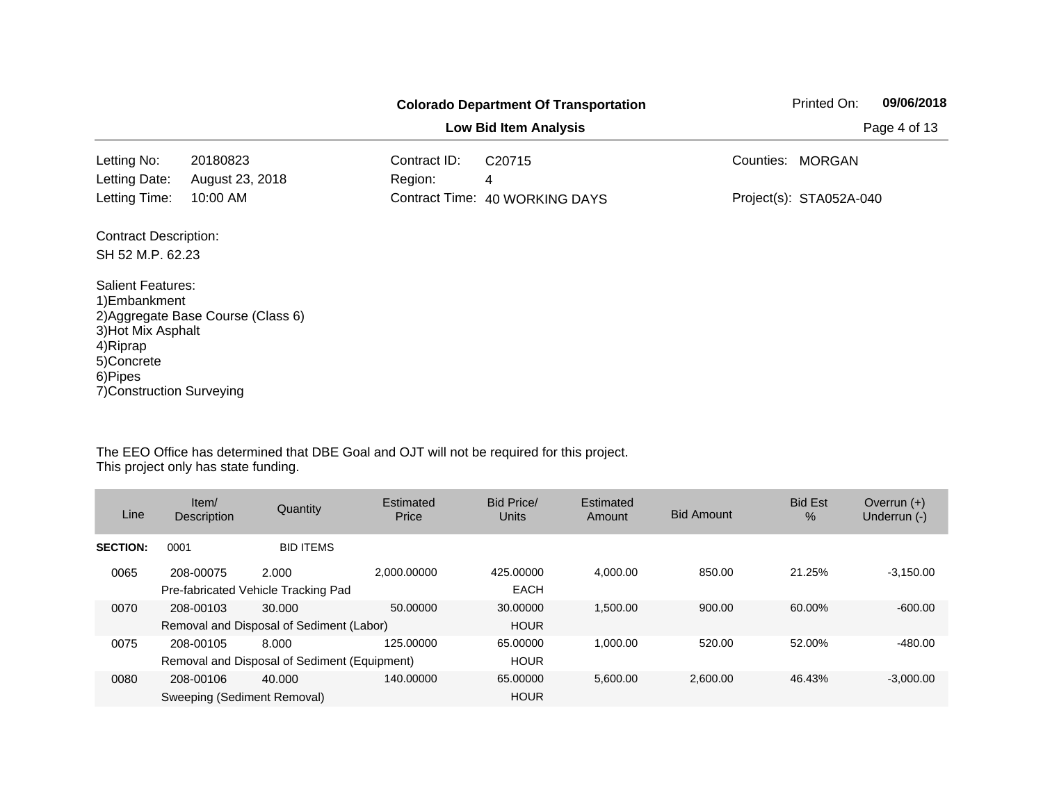**Colorado Department Of Transportation**

**Low Bid Item Analysis**

Printed On: **09/06/2018**

| | | | | | |
|---|---|---|---|---|---|
| Letting No: | 20180823 | Contract ID: | C20715 | Counties: | MORGAN |
| Letting Date: | August 23, 2018 | Region: | 4 | | |
| Letting Time: | 10:00 AM | Contract Time: | 40 WORKING DAYS | Project(s): | STA052A-040 |

Contract Description:

SH 52 M.P. 62.23

Salient Features:
1)Embankment
2)Aggregate Base Course (Class 6)
3)Hot Mix Asphalt
4)Riprap
5)Concrete
6)Pipes
7)Construction Surveying

The EEO Office has determined that DBE Goal and OJT will not be required for this project.
This project only has state funding.

| Line | Item/ Description | Quantity | Estimated Price | Bid Price/ Units | Estimated Amount | Bid Amount | Bid Est % | Overrun (+) Underrun (-) |
|---|---|---|---|---|---|---|---|---|
| **SECTION:** | 0001 | BID ITEMS | | | | | | |
| 0065 | 208-00075 | 2.000 | 2,000.00000 | 425.00000 | 4,000.00 | 850.00 | 21.25% | -3,150.00 |
| | Pre-fabricated Vehicle Tracking Pad | | | EACH | | | | |
| 0070 | 208-00103 | 30.000 | 50.00000 | 30.00000 | 1,500.00 | 900.00 | 60.00% | -600.00 |
| | Removal and Disposal of Sediment (Labor) | | | HOUR | | | | |
| 0075 | 208-00105 | 8.000 | 125.00000 | 65.00000 | 1,000.00 | 520.00 | 52.00% | -480.00 |
| | Removal and Disposal of Sediment (Equipment) | | | HOUR | | | | |
| 0080 | 208-00106 | 40.000 | 140.00000 | 65.00000 | 5,600.00 | 2,600.00 | 46.43% | -3,000.00 |
| | Sweeping (Sediment Removal) | | | HOUR | | | | |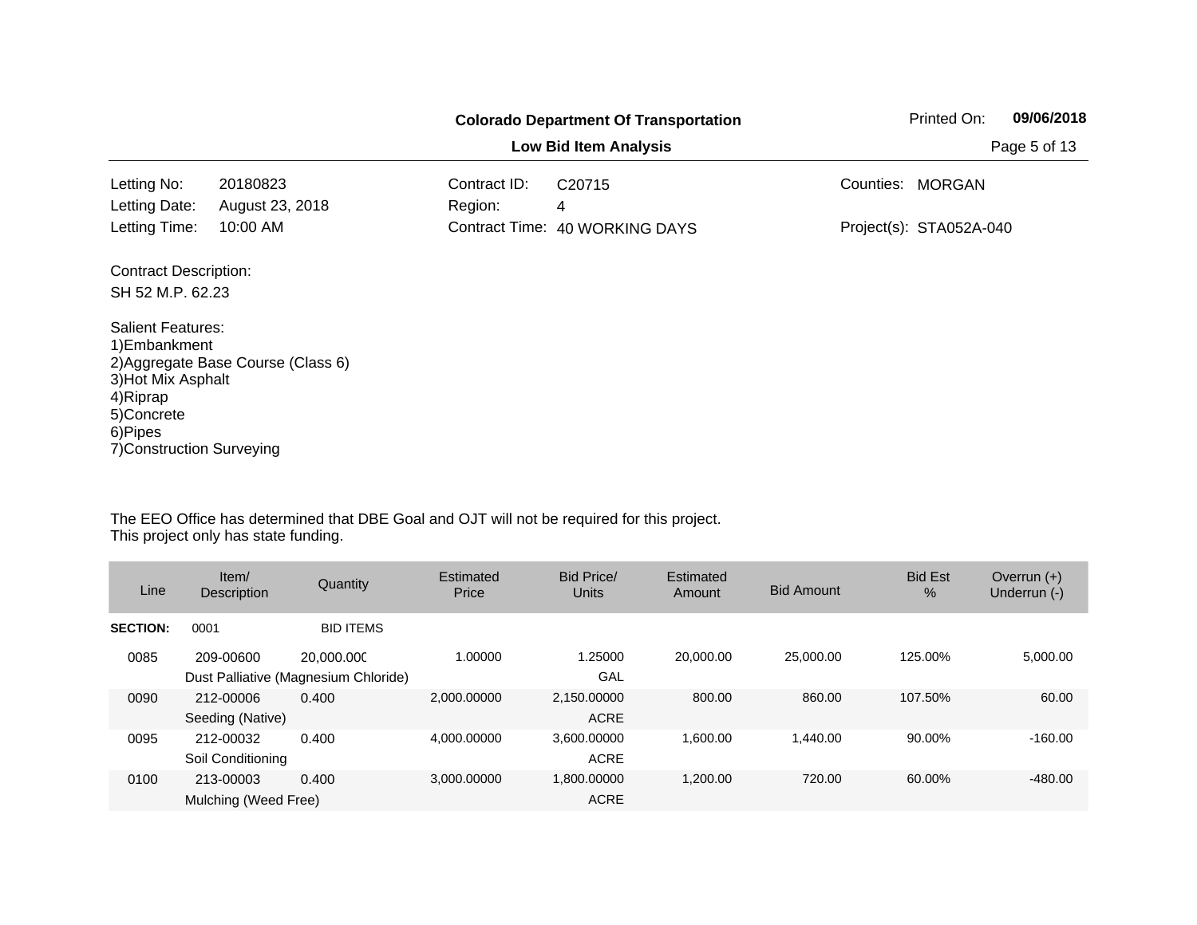**Colorado Department Of Transportation**

**Low Bid Item Analysis**

Printed On: **09/06/2018**

| | | | | | |
|---|---|---|---|---|---|
| Letting No: | 20180823 | Contract ID: | C20715 | Counties: | MORGAN |
| Letting Date: | August 23, 2018 | Region: | 4 | | |
| Letting Time: | 10:00 AM | Contract Time: | 40 WORKING DAYS | Project(s): | STA052A-040 |

Contract Description:

SH 52 M.P. 62.23

Salient Features:
1)Embankment
2)Aggregate Base Course (Class 6)
3)Hot Mix Asphalt
4)Riprap
5)Concrete
6)Pipes
7)Construction Surveying

The EEO Office has determined that DBE Goal and OJT will not be required for this project.
This project only has state funding.

| Line | Item/ Description | Quantity | Estimated Price | Bid Price/ Units | Estimated Amount | Bid Amount | Bid Est % | Overrun (+) Underrun (-) |
|---|---|---|---|---|---|---|---|---|
| **SECTION:** | 0001 | BID ITEMS | | | | | | |
| 0085 | 209-00600 Dust Palliative (Magnesium Chloride) | 20,000.000 | 1.00000 | 1.25000 GAL | 20,000.00 | 25,000.00 | 125.00% | 5,000.00 |
| 0090 | 212-00006 Seeding (Native) | 0.400 | 2,000.00000 | 2,150.00000 ACRE | 800.00 | 860.00 | 107.50% | 60.00 |
| 0095 | 212-00032 Soil Conditioning | 0.400 | 4,000.00000 | 3,600.00000 ACRE | 1,600.00 | 1,440.00 | 90.00% | -160.00 |
| 0100 | 213-00003 Mulching (Weed Free) | 0.400 | 3,000.00000 | 1,800.00000 ACRE | 1,200.00 | 720.00 | 60.00% | -480.00 |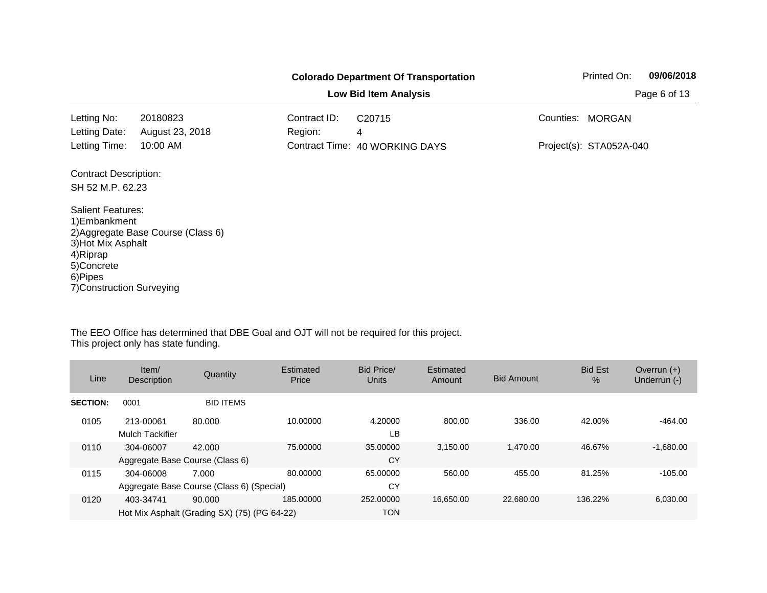**Colorado Department Of Transportation**

**Low Bid Item Analysis**

Printed On: **09/06/2018**

| | | | | | |
|---|---|---|---|---|---|
| Letting No: | 20180823 | Contract ID: | C20715 | Counties: | MORGAN |
| Letting Date: | August 23, 2018 | Region: | 4 | | |
| Letting Time: | 10:00 AM | Contract Time: | 40 WORKING DAYS | Project(s): | STA052A-040 |

Contract Description:
SH 52 M.P. 62.23

Salient Features:
1)Embankment
2)Aggregate Base Course (Class 6)
3)Hot Mix Asphalt
4)Riprap
5)Concrete
6)Pipes
7)Construction Surveying

The EEO Office has determined that DBE Goal and OJT will not be required for this project.
This project only has state funding.

| Line | Item/ Description | Quantity | Estimated Price | Bid Price/ Units | Estimated Amount | Bid Amount | Bid Est % | Overrun (+) Underrun (-) |
|---|---|---|---|---|---|---|---|---|
| **SECTION:** | 0001 | BID ITEMS | | | | | | |
| 0105 | 213-00061 Mulch Tackifier | 80.000 | 10.00000 | 4.20000 LB | 800.00 | 336.00 | 42.00% | -464.00 |
| 0110 | 304-06007 Aggregate Base Course (Class 6) | 42.000 | 75.00000 | 35.00000 CY | 3,150.00 | 1,470.00 | 46.67% | -1,680.00 |
| 0115 | 304-06008 Aggregate Base Course (Class 6) (Special) | 7.000 | 80.00000 | 65.00000 CY | 560.00 | 455.00 | 81.25% | -105.00 |
| 0120 | 403-34741 Hot Mix Asphalt (Grading SX) (75) (PG 64-22) | 90.000 | 185.00000 | 252.00000 TON | 16,650.00 | 22,680.00 | 136.22% | 6,030.00 |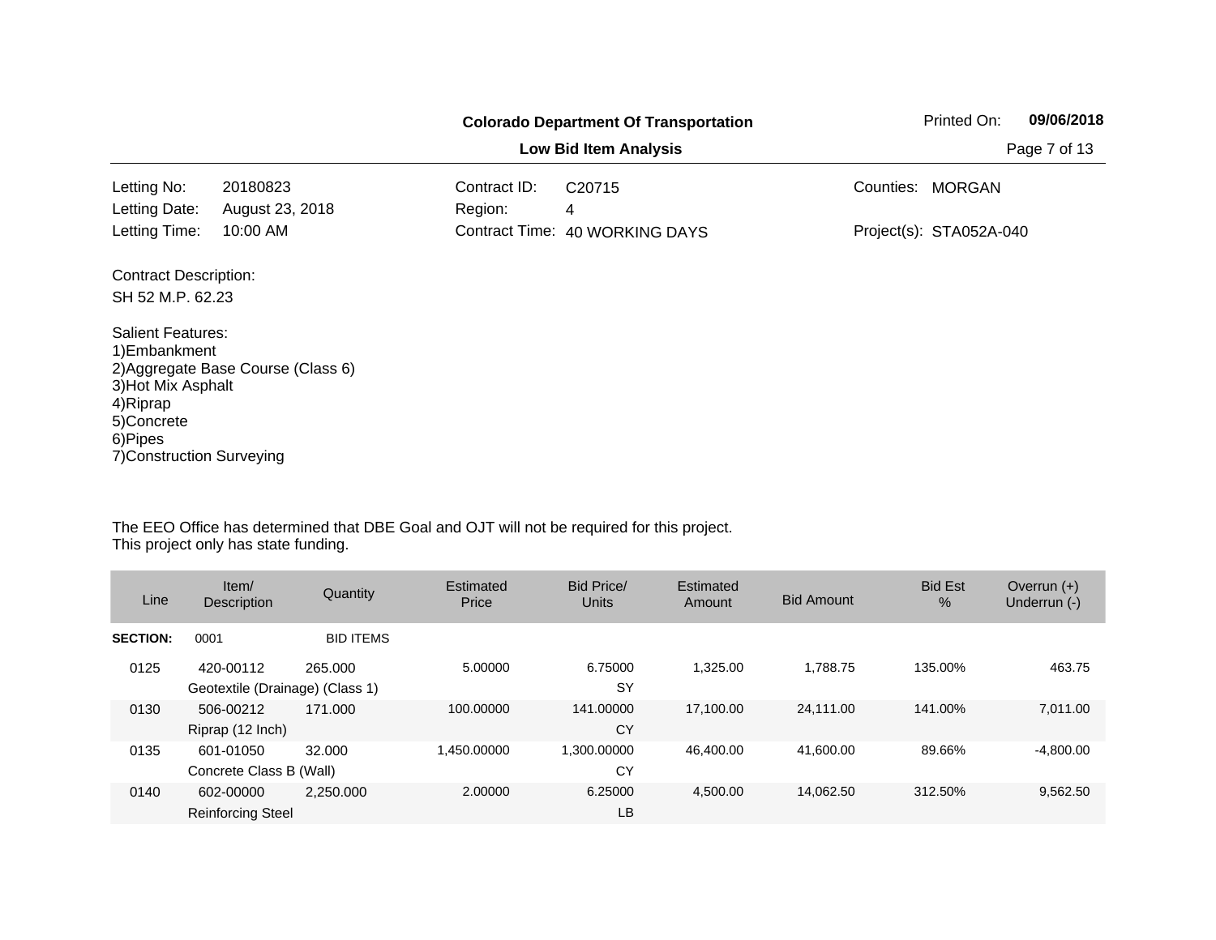**Colorado Department Of Transportation**

**Low Bid Item Analysis**

Printed On: **09/06/2018**

| | | | | | |
|---|---|---|---|---|---|
| Letting No: | 20180823 | Contract ID: | C20715 | Counties: | MORGAN |
| Letting Date: | August 23, 2018 | Region: | 4 | | |
| Letting Time: | 10:00 AM | Contract Time: | 40 WORKING DAYS | Project(s): | STA052A-040 |

Contract Description:

SH 52 M.P. 62.23

Salient Features:
1)Embankment
2)Aggregate Base Course (Class 6)
3)Hot Mix Asphalt
4)Riprap
5)Concrete
6)Pipes
7)Construction Surveying

The EEO Office has determined that DBE Goal and OJT will not be required for this project.
This project only has state funding.

| Line | Item/ Description | Quantity | Estimated Price | Bid Price/ Units | Estimated Amount | Bid Amount | Bid Est % | Overrun (+) Underrun (-) |
|---|---|---|---|---|---|---|---|---|
| **SECTION:** | 0001 | BID ITEMS | | | | | | |
| 0125 | 420-00112 Geotextile (Drainage) (Class 1) | 265.000 | 5.00000 | 6.75000 SY | 1,325.00 | 1,788.75 | 135.00% | 463.75 |
| 0130 | 506-00212 Riprap (12 Inch) | 171.000 | 100.00000 | 141.00000 CY | 17,100.00 | 24,111.00 | 141.00% | 7,011.00 |
| 0135 | 601-01050 Concrete Class B (Wall) | 32.000 | 1,450.00000 | 1,300.00000 CY | 46,400.00 | 41,600.00 | 89.66% | -4,800.00 |
| 0140 | 602-00000 Reinforcing Steel | 2,250.000 | 2.00000 | 6.25000 LB | 4,500.00 | 14,062.50 | 312.50% | 9,562.50 |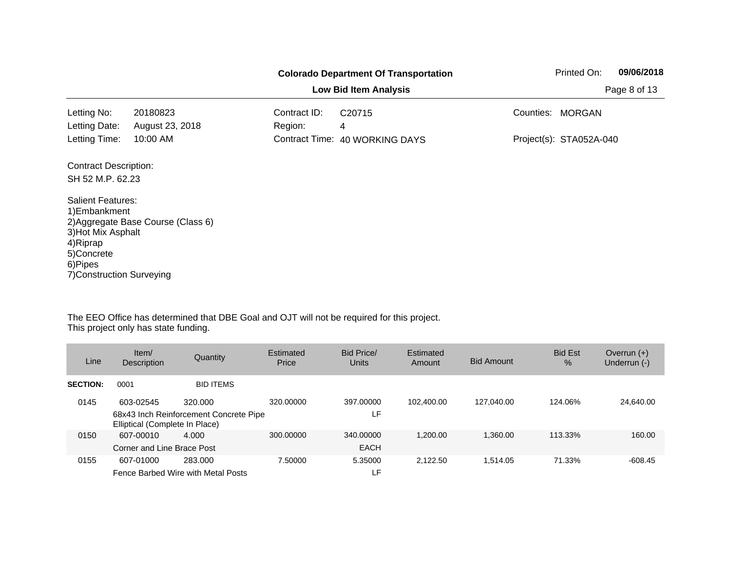**Colorado Department Of Transportation**

**Low Bid Item Analysis**

Printed On: **09/06/2018**

| | | | | | |
|---|---|---|---|---|---|
| Letting No: | 20180823 | Contract ID: | C20715 | Counties: | MORGAN |
| Letting Date: | August 23, 2018 | Region: | 4 | | |
| Letting Time: | 10:00 AM | Contract Time: | 40 WORKING DAYS | Project(s): | STA052A-040 |

Contract Description:
SH 52 M.P. 62.23

Salient Features:
1)Embankment
2)Aggregate Base Course (Class 6)
3)Hot Mix Asphalt
4)Riprap
5)Concrete
6)Pipes
7)Construction Surveying

The EEO Office has determined that DBE Goal and OJT will not be required for this project.
This project only has state funding.

| Line | Item/ Description | Quantity | Estimated Price | Bid Price/ Units | Estimated Amount | Bid Amount | Bid Est % | Overrun (+) Underrun (-) |
|---|---|---|---|---|---|---|---|---|
| **SECTION:** | 0001 | BID ITEMS | | | | | | |
| 0145 | 603-02545 | 320.000 | 320.00000 | 397.00000 | 102,400.00 | 127,040.00 | 124.06% | 24,640.00 |
| | 68x43 Inch Reinforcement Concrete Pipe Elliptical (Complete In Place) | | | LF | | | | |
| 0150 | 607-00010 | 4.000 | 300.00000 | 340.00000 | 1,200.00 | 1,360.00 | 113.33% | 160.00 |
| | Corner and Line Brace Post | | | EACH | | | | |
| 0155 | 607-01000 | 283.000 | 7.50000 | 5.35000 | 2,122.50 | 1,514.05 | 71.33% | -608.45 |
| | Fence Barbed Wire with Metal Posts | | | LF | | | | |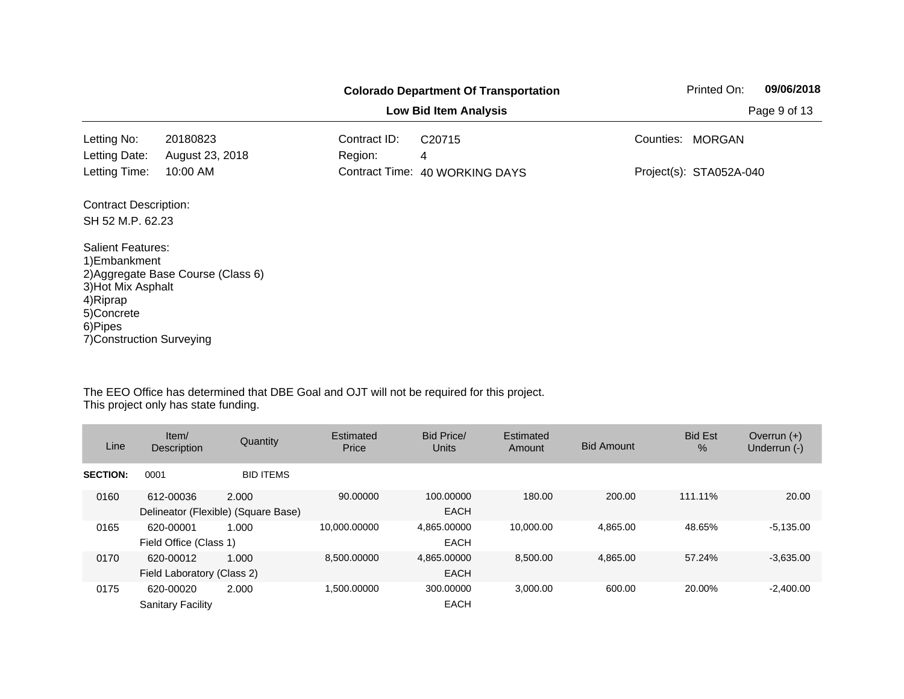**Colorado Department Of Transportation**

**Low Bid Item Analysis**

Printed On: **09/06/2018**

| | | | | | |
|---|---|---|---|---|---|
| Letting No: | 20180823 | Contract ID: | C20715 | Counties: | MORGAN |
| Letting Date: | August 23, 2018 | Region: | 4 | | |
| Letting Time: | 10:00 AM | Contract Time: | 40 WORKING DAYS | Project(s): | STA052A-040 |

Contract Description:

SH 52 M.P. 62.23

Salient Features:
1)Embankment
2)Aggregate Base Course (Class 6)
3)Hot Mix Asphalt
4)Riprap
5)Concrete
6)Pipes
7)Construction Surveying

The EEO Office has determined that DBE Goal and OJT will not be required for this project.
This project only has state funding.

| Line | Item/ Description | Quantity | Estimated Price | Bid Price/ Units | Estimated Amount | Bid Amount | Bid Est % | Overrun (+) Underrun (-) |
|---|---|---|---|---|---|---|---|---|
| **SECTION:** | 0001 | BID ITEMS | | | | | | |
| 0160 | 612-00036 Delineator (Flexible) (Square Base) | 2.000 | 90.00000 | 100.00000 EACH | 180.00 | 200.00 | 111.11% | 20.00 |
| 0165 | 620-00001 Field Office (Class 1) | 1.000 | 10,000.00000 | 4,865.00000 EACH | 10,000.00 | 4,865.00 | 48.65% | -5,135.00 |
| 0170 | 620-00012 Field Laboratory (Class 2) | 1.000 | 8,500.00000 | 4,865.00000 EACH | 8,500.00 | 4,865.00 | 57.24% | -3,635.00 |
| 0175 | 620-00020 Sanitary Facility | 2.000 | 1,500.00000 | 300.00000 EACH | 3,000.00 | 600.00 | 20.00% | -2,400.00 |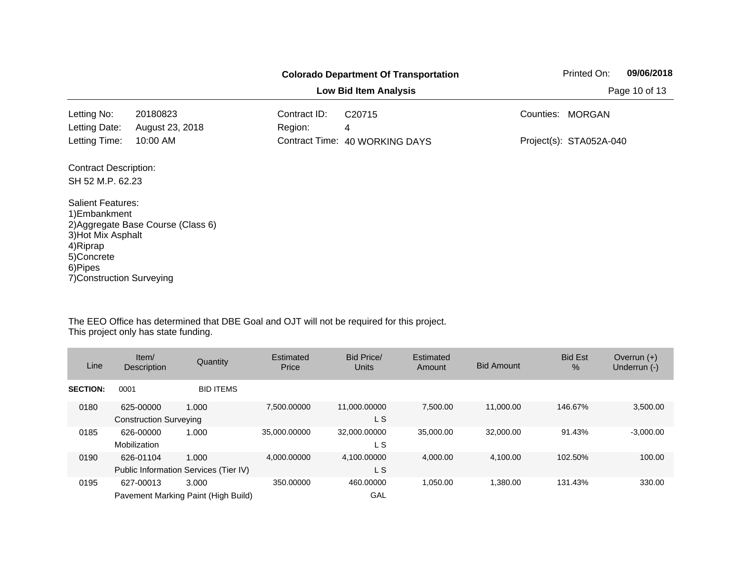**Colorado Department Of Transportation**

**Low Bid Item Analysis**

Printed On: **09/06/2018**

| | | | | | |
|---|---|---|---|---|---|
| Letting No: | 20180823 | Contract ID: | C20715 | Counties: | MORGAN |
| Letting Date: | August 23, 2018 | Region: | 4 | | |
| Letting Time: | 10:00 AM | Contract Time: | 40 WORKING DAYS | Project(s): | STA052A-040 |

Contract Description:
SH 52 M.P. 62.23

Salient Features:
1)Embankment
2)Aggregate Base Course (Class 6)
3)Hot Mix Asphalt
4)Riprap
5)Concrete
6)Pipes
7)Construction Surveying

The EEO Office has determined that DBE Goal and OJT will not be required for this project.
This project only has state funding.

| Line | Item/ Description | Quantity | Estimated Price | Bid Price/ Units | Estimated Amount | Bid Amount | Bid Est % | Overrun (+) Underrun (-) |
|---|---|---|---|---|---|---|---|---|
| **SECTION:** | 0001 | BID ITEMS | | | | | | |
| 0180 | 625-00000 Construction Surveying | 1.000 | 7,500.00000 | 11,000.00000 L S | 7,500.00 | 11,000.00 | 146.67% | 3,500.00 |
| 0185 | 626-00000 Mobilization | 1.000 | 35,000.00000 | 32,000.00000 L S | 35,000.00 | 32,000.00 | 91.43% | -3,000.00 |
| 0190 | 626-01104 Public Information Services (Tier IV) | 1.000 | 4,000.00000 | 4,100.00000 L S | 4,000.00 | 4,100.00 | 102.50% | 100.00 |
| 0195 | 627-00013 Pavement Marking Paint (High Build) | 3.000 | 350.00000 | 460.00000 GAL | 1,050.00 | 1,380.00 | 131.43% | 330.00 |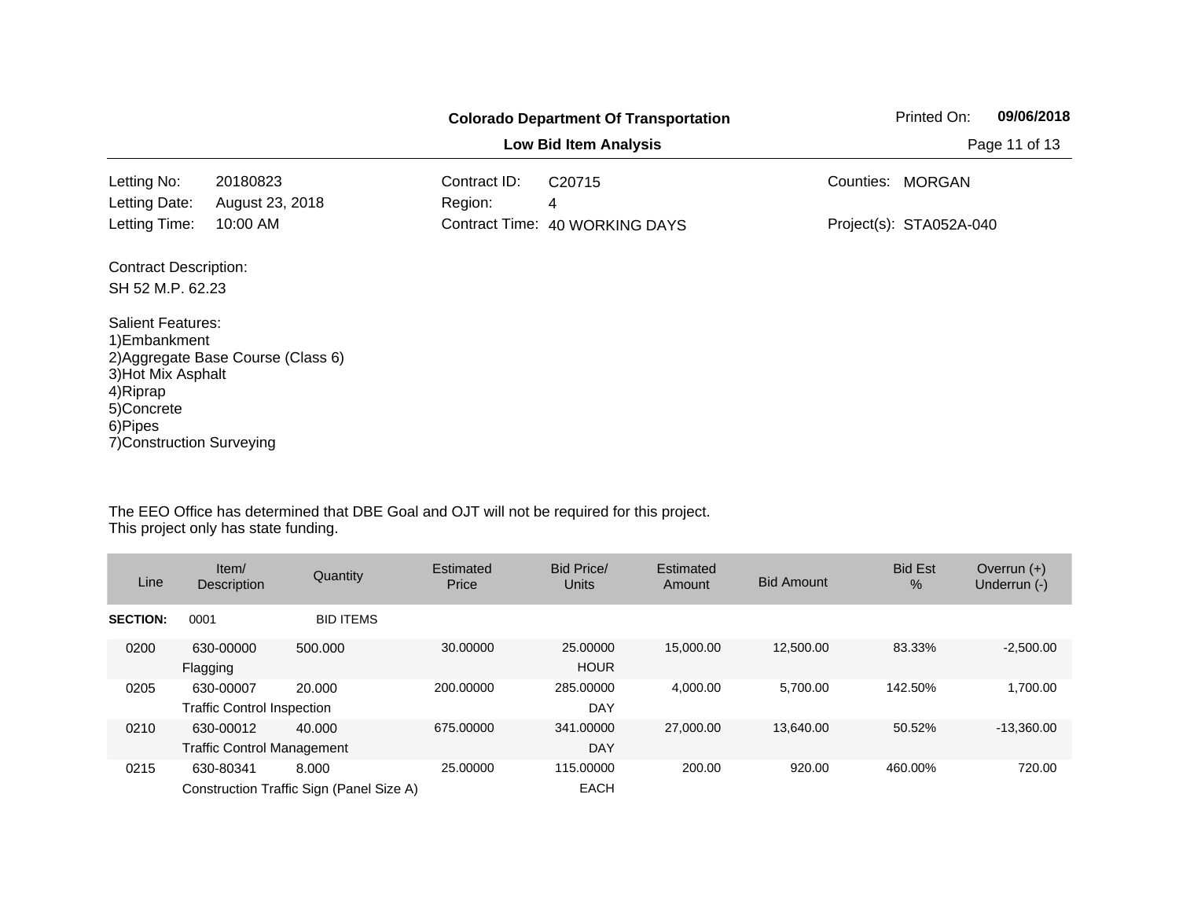**Colorado Department Of Transportation**

**Low Bid Item Analysis**

Printed On: **09/06/2018**

| | | | | | |
|---|---|---|---|---|---|
| Letting No: | 20180823 | Contract ID: | C20715 | Counties: | MORGAN |
| Letting Date: | August 23, 2018 | Region: | 4 | | |
| Letting Time: | 10:00 AM | Contract Time: | 40 WORKING DAYS | Project(s): | STA052A-040 |

Contract Description:

SH 52 M.P. 62.23

Salient Features:
1)Embankment
2)Aggregate Base Course (Class 6)
3)Hot Mix Asphalt
4)Riprap
5)Concrete
6)Pipes
7)Construction Surveying

The EEO Office has determined that DBE Goal and OJT will not be required for this project.
This project only has state funding.

| Line | Item/ Description | Quantity | Estimated Price | Bid Price/ Units | Estimated Amount | Bid Amount | Bid Est % | Overrun (+) Underrun (-) |
|---|---|---|---|---|---|---|---|---|
| **SECTION:** | 0001 | BID ITEMS | | | | | | |
| 0200 | 630-00000 Flagging | 500.000 | 30.00000 | 25.00000 HOUR | 15,000.00 | 12,500.00 | 83.33% | -2,500.00 |
| 0205 | 630-00007 Traffic Control Inspection | 20.000 | 200.00000 | 285.00000 DAY | 4,000.00 | 5,700.00 | 142.50% | 1,700.00 |
| 0210 | 630-00012 Traffic Control Management | 40.000 | 675.00000 | 341.00000 DAY | 27,000.00 | 13,640.00 | 50.52% | -13,360.00 |
| 0215 | 630-80341 Construction Traffic Sign (Panel Size A) | 8.000 | 25.00000 | 115.00000 EACH | 200.00 | 920.00 | 460.00% | 720.00 |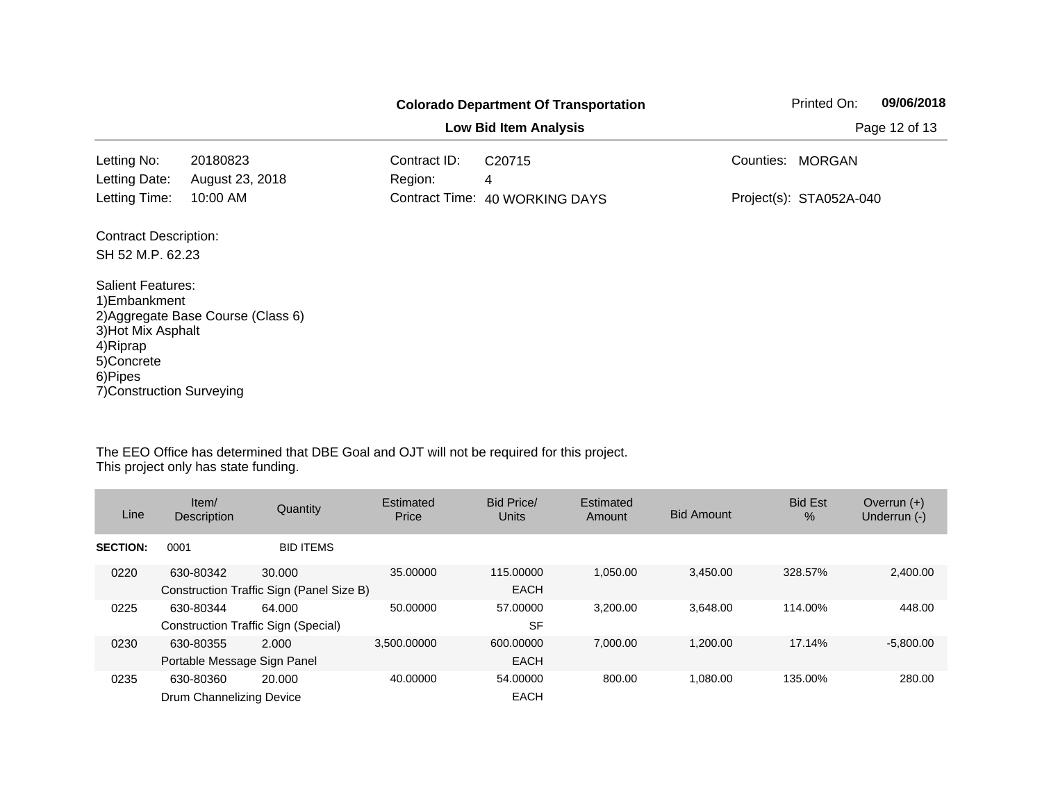**Colorado Department Of Transportation**

**Low Bid Item Analysis**

| | | | | | |
|---|---|---|---|---|---|
| Letting No: | 20180823 | Contract ID: | C20715 | Counties: | MORGAN |
| Letting Date: | August 23, 2018 | Region: | 4 | | |
| Letting Time: | 10:00 AM | Contract Time: | 40 WORKING DAYS | Project(s): | STA052A-040 |

Contract Description:

SH 52 M.P. 62.23

Salient Features:
1)Embankment
2)Aggregate Base Course (Class 6)
3)Hot Mix Asphalt
4)Riprap
5)Concrete
6)Pipes
7)Construction Surveying

The EEO Office has determined that DBE Goal and OJT will not be required for this project.
This project only has state funding.

| Line | Item/ Description | Quantity | Estimated Price | Bid Price/ Units | Estimated Amount | Bid Amount | Bid Est % | Overrun (+) Underrun (-) |
|---|---|---|---|---|---|---|---|---|
| **SECTION:** | 0001 | BID ITEMS | | | | | | |
| 0220 | 630-80342 Construction Traffic Sign (Panel Size B) | 30.000 | 35.00000 | 115.00000 EACH | 1,050.00 | 3,450.00 | 328.57% | 2,400.00 |
| 0225 | 630-80344 Construction Traffic Sign (Special) | 64.000 | 50.00000 | 57.00000 SF | 3,200.00 | 3,648.00 | 114.00% | 448.00 |
| 0230 | 630-80355 Portable Message Sign Panel | 2.000 | 3,500.00000 | 600.00000 EACH | 7,000.00 | 1,200.00 | 17.14% | -5,800.00 |
| 0235 | 630-80360 Drum Channelizing Device | 20.000 | 40.00000 | 54.00000 EACH | 800.00 | 1,080.00 | 135.00% | 280.00 |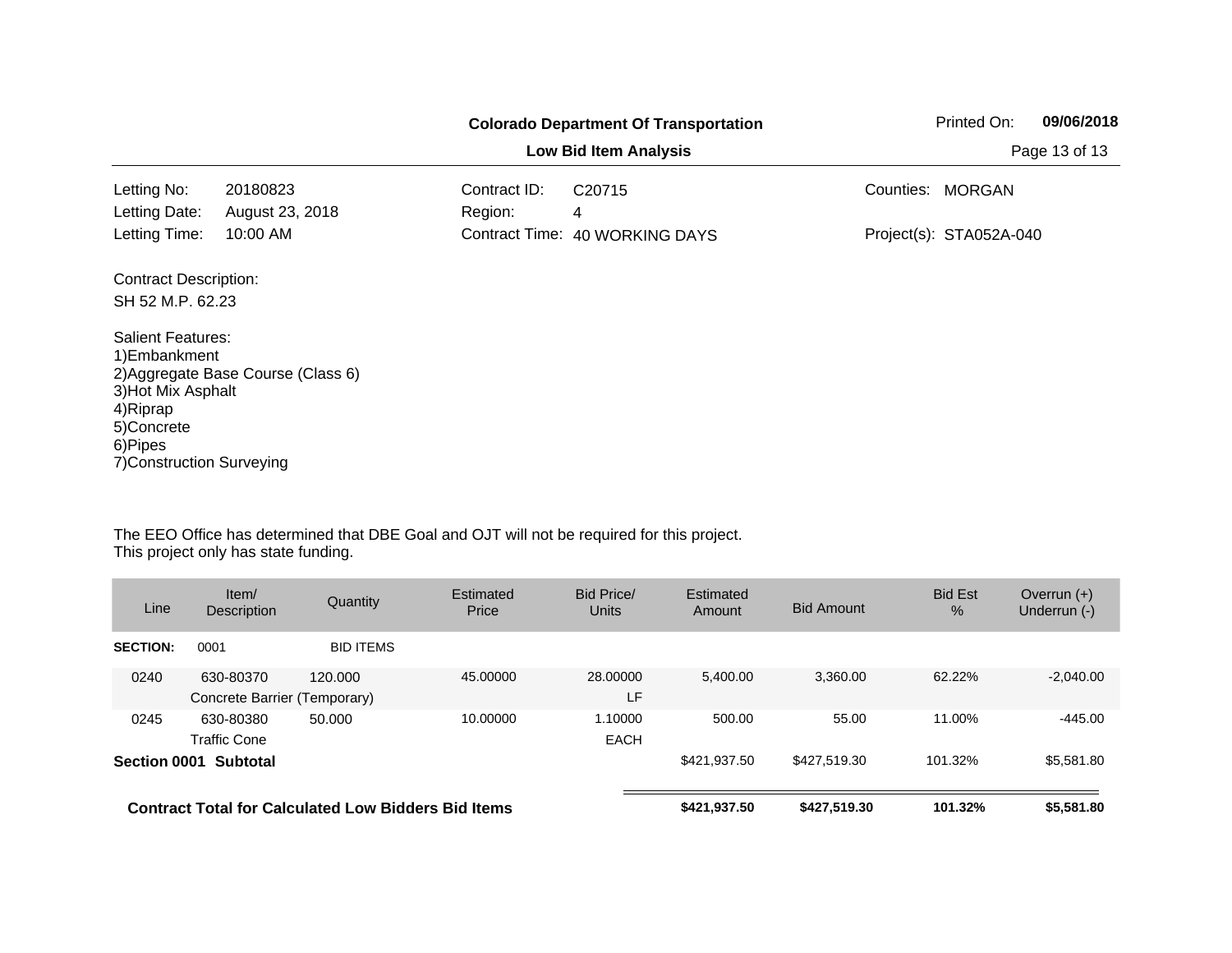**Colorado Department Of Transportation**

**Low Bid Item Analysis**

Printed On: **09/06/2018**

| | | | | | |
|---|---|---|---|---|---|
| Letting No: | 20180823 | Contract ID: | C20715 | Counties: | MORGAN |
| Letting Date: | August 23, 2018 | Region: | 4 | | |
| Letting Time: | 10:00 AM | Contract Time: | 40 WORKING DAYS | Project(s): | STA052A-040 |

Contract Description:

SH 52 M.P. 62.23

Salient Features:
1)Embankment
2)Aggregate Base Course (Class 6)
3)Hot Mix Asphalt
4)Riprap
5)Concrete
6)Pipes
7)Construction Surveying

The EEO Office has determined that DBE Goal and OJT will not be required for this project.
This project only has state funding.

| Line | Item/ Description | Quantity | Estimated Price | Bid Price/ Units | Estimated Amount | Bid Amount | Bid Est % | Overrun (+) Underrun (-) |
|---|---|---|---|---|---|---|---|---|
| **SECTION:** | 0001 | BID ITEMS | | | | | | |
| 0240 | 630-80370 Concrete Barrier (Temporary) | 120.000 | 45.00000 | 28.00000 LF | 5,400.00 | 3,360.00 | 62.22% | -2,040.00 |
| 0245 | 630-80380 Traffic Cone | 50.000 | 10.00000 | 1.10000 EACH | 500.00 | 55.00 | 11.00% | -445.00 |
| **Section 0001 Subtotal** | | | | | $421,937.50 | $427,519.30 | 101.32% | $5,581.80 |
| **Contract Total for Calculated Low Bidders Bid Items** | | | | | **$421,937.50** | **$427,519.30** | **101.32%** | **$5,581.80** |